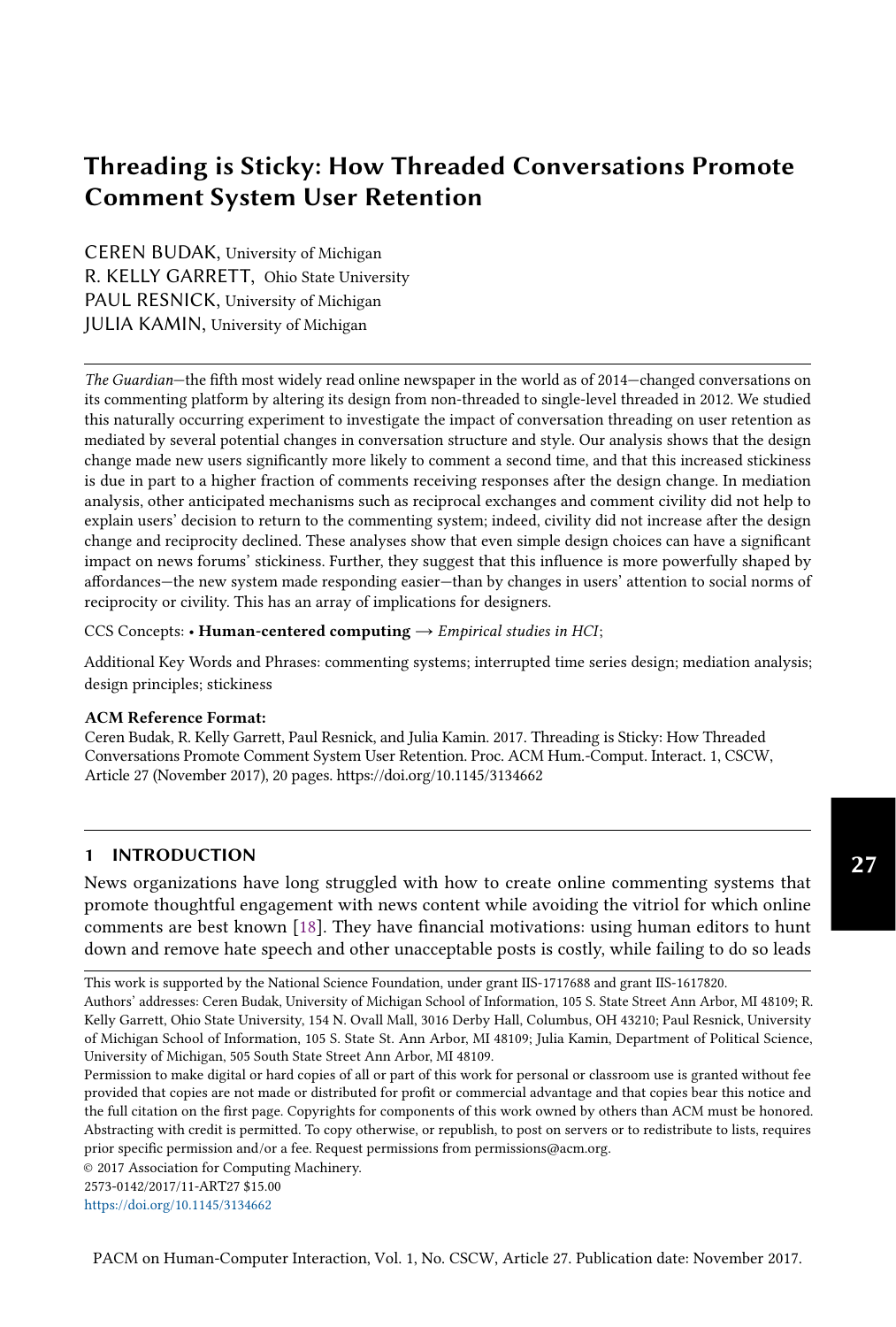# Threading is Sticky: How Threaded Conversations Promote Comment System User Retention

CEREN BUDAK, University of Michigan
R. KELLY GARRETT, Ohio State University
PAUL RESNICK, University of Michigan
JULIA KAMIN, University of Michigan

*The Guardian*—the fifth most widely read online newspaper in the world as of 2014—changed conversations on its commenting platform by altering its design from non-threaded to single-level threaded in 2012. We studied this naturally occurring experiment to investigate the impact of conversation threading on user retention as mediated by several potential changes in conversation structure and style. Our analysis shows that the design change made new users significantly more likely to comment a second time, and that this increased stickiness is due in part to a higher fraction of comments receiving responses after the design change. In mediation analysis, other anticipated mechanisms such as reciprocal exchanges and comment civility did not help to explain users' decision to return to the commenting system; indeed, civility did not increase after the design change and reciprocity declined. These analyses show that even simple design choices can have a significant impact on news forums' stickiness. Further, they suggest that this influence is more powerfully shaped by affordances—the new system made responding easier—than by changes in users' attention to social norms of reciprocity or civility. This has an array of implications for designers.

CCS Concepts: • **Human-centered computing** → *Empirical studies in HCI*;

Additional Key Words and Phrases: commenting systems; interrupted time series design; mediation analysis; design principles; stickiness

**ACM Reference Format:**
Ceren Budak, R. Kelly Garrett, Paul Resnick, and Julia Kamin. 2017. Threading is Sticky: How Threaded Conversations Promote Comment System User Retention. Proc. ACM Hum.-Comput. Interact. 1, CSCW, Article 27 (November 2017), 20 pages. https://doi.org/10.1145/3134662

## 1 INTRODUCTION

News organizations have long struggled with how to create online commenting systems that promote thoughtful engagement with news content while avoiding the vitriol for which online comments are best known [18]. They have financial motivations: using human editors to hunt down and remove hate speech and other unacceptable posts is costly, while failing to do so leads

This work is supported by the National Science Foundation, under grant IIS-1717688 and grant IIS-1617820.

Authors' addresses: Ceren Budak, University of Michigan School of Information, 105 S. State Street Ann Arbor, MI 48109; R. Kelly Garrett, Ohio State University, 154 N. Ovall Mall, 3016 Derby Hall, Columbus, OH 43210; Paul Resnick, University of Michigan School of Information, 105 S. State St. Ann Arbor, MI 48109; Julia Kamin, Department of Political Science, University of Michigan, 505 South State Street Ann Arbor, MI 48109.

Permission to make digital or hard copies of all or part of this work for personal or classroom use is granted without fee provided that copies are not made or distributed for profit or commercial advantage and that copies bear this notice and the full citation on the first page. Copyrights for components of this work owned by others than ACM must be honored. Abstracting with credit is permitted. To copy otherwise, or republish, to post on servers or to redistribute to lists, requires prior specific permission and/or a fee. Request permissions from permissions@acm.org.

© 2017 Association for Computing Machinery.
2573-0142/2017/11-ART27 $15.00
https://doi.org/10.1145/3134662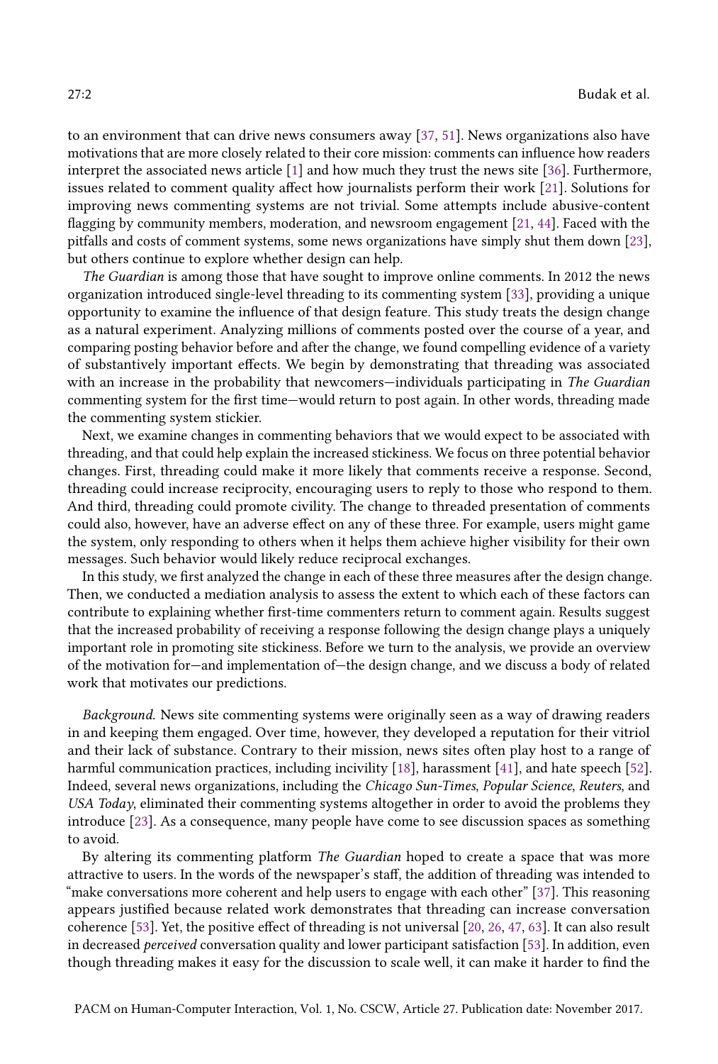to an environment that can drive news consumers away [37, 51]. News organizations also have motivations that are more closely related to their core mission: comments can influence how readers interpret the associated news article [1] and how much they trust the news site [36]. Furthermore, issues related to comment quality affect how journalists perform their work [21]. Solutions for improving news commenting systems are not trivial. Some attempts include abusive-content flagging by community members, moderation, and newsroom engagement [21, 44]. Faced with the pitfalls and costs of comment systems, some news organizations have simply shut them down [23], but others continue to explore whether design can help.

*The Guardian* is among those that have sought to improve online comments. In 2012 the news organization introduced single-level threading to its commenting system [33], providing a unique opportunity to examine the influence of that design feature. This study treats the design change as a natural experiment. Analyzing millions of comments posted over the course of a year, and comparing posting behavior before and after the change, we found compelling evidence of a variety of substantively important effects. We begin by demonstrating that threading was associated with an increase in the probability that newcomers—individuals participating in *The Guardian* commenting system for the first time—would return to post again. In other words, threading made the commenting system stickier.

Next, we examine changes in commenting behaviors that we would expect to be associated with threading, and that could help explain the increased stickiness. We focus on three potential behavior changes. First, threading could make it more likely that comments receive a response. Second, threading could increase reciprocity, encouraging users to reply to those who respond to them. And third, threading could promote civility. The change to threaded presentation of comments could also, however, have an adverse effect on any of these three. For example, users might game the system, only responding to others when it helps them achieve higher visibility for their own messages. Such behavior would likely reduce reciprocal exchanges.

In this study, we first analyzed the change in each of these three measures after the design change. Then, we conducted a mediation analysis to assess the extent to which each of these factors can contribute to explaining whether first-time commenters return to comment again. Results suggest that the increased probability of receiving a response following the design change plays a uniquely important role in promoting site stickiness. Before we turn to the analysis, we provide an overview of the motivation for—and implementation of—the design change, and we discuss a body of related work that motivates our predictions.

*Background.* News site commenting systems were originally seen as a way of drawing readers in and keeping them engaged. Over time, however, they developed a reputation for their vitriol and their lack of substance. Contrary to their mission, news sites often play host to a range of harmful communication practices, including incivility [18], harassment [41], and hate speech [52]. Indeed, several news organizations, including the *Chicago Sun-Times*, *Popular Science*, *Reuters*, and *USA Today*, eliminated their commenting systems altogether in order to avoid the problems they introduce [23]. As a consequence, many people have come to see discussion spaces as something to avoid.

By altering its commenting platform *The Guardian* hoped to create a space that was more attractive to users. In the words of the newspaper's staff, the addition of threading was intended to "make conversations more coherent and help users to engage with each other" [37]. This reasoning appears justified because related work demonstrates that threading can increase conversation coherence [53]. Yet, the positive effect of threading is not universal [20, 26, 47, 63]. It can also result in decreased *perceived* conversation quality and lower participant satisfaction [53]. In addition, even though threading makes it easy for the discussion to scale well, it can make it harder to find the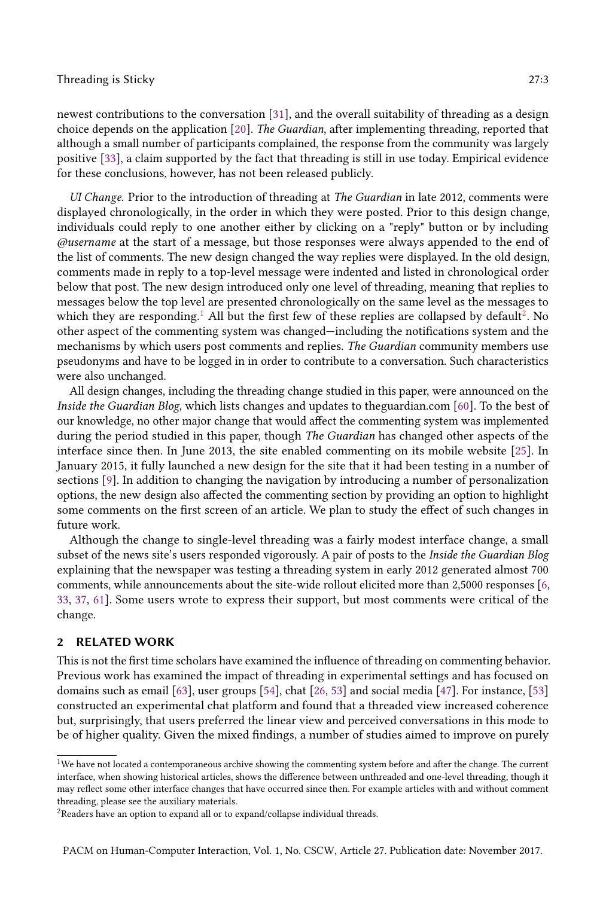newest contributions to the conversation [31], and the overall suitability of threading as a design choice depends on the application [20]. *The Guardian*, after implementing threading, reported that although a small number of participants complained, the response from the community was largely positive [33], a claim supported by the fact that threading is still in use today. Empirical evidence for these conclusions, however, has not been released publicly.

*UI Change.* Prior to the introduction of threading at *The Guardian* in late 2012, comments were displayed chronologically, in the order in which they were posted. Prior to this design change, individuals could reply to one another either by clicking on a "reply" button or by including *@username* at the start of a message, but those responses were always appended to the end of the list of comments. The new design changed the way replies were displayed. In the old design, comments made in reply to a top-level message were indented and listed in chronological order below that post. The new design introduced only one level of threading, meaning that replies to messages below the top level are presented chronologically on the same level as the messages to which they are responding.[1] All but the first few of these replies are collapsed by default[2]. No other aspect of the commenting system was changed—including the notifications system and the mechanisms by which users post comments and replies. *The Guardian* community members use pseudonyms and have to be logged in in order to contribute to a conversation. Such characteristics were also unchanged.

All design changes, including the threading change studied in this paper, were announced on the *Inside the Guardian Blog*, which lists changes and updates to theguardian.com [60]. To the best of our knowledge, no other major change that would affect the commenting system was implemented during the period studied in this paper, though *The Guardian* has changed other aspects of the interface since then. In June 2013, the site enabled commenting on its mobile website [25]. In January 2015, it fully launched a new design for the site that it had been testing in a number of sections [9]. In addition to changing the navigation by introducing a number of personalization options, the new design also affected the commenting section by providing an option to highlight some comments on the first screen of an article. We plan to study the effect of such changes in future work.

Although the change to single-level threading was a fairly modest interface change, a small subset of the news site's users responded vigorously. A pair of posts to the *Inside the Guardian Blog* explaining that the newspaper was testing a threading system in early 2012 generated almost 700 comments, while announcements about the site-wide rollout elicited more than 2,5000 responses [6, 33, 37, 61]. Some users wrote to express their support, but most comments were critical of the change.

## 2 RELATED WORK

This is not the first time scholars have examined the influence of threading on commenting behavior. Previous work has examined the impact of threading in experimental settings and has focused on domains such as email [63], user groups [54], chat [26, 53] and social media [47]. For instance, [53] constructed an experimental chat platform and found that a threaded view increased coherence but, surprisingly, that users preferred the linear view and perceived conversations in this mode to be of higher quality. Given the mixed findings, a number of studies aimed to improve on purely

[1] We have not located a contemporaneous archive showing the commenting system before and after the change. The current interface, when showing historical articles, shows the difference between unthreaded and one-level threading, though it may reflect some other interface changes that have occurred since then. For example articles with and without comment threading, please see the auxiliary materials.

[2] Readers have an option to expand all or to expand/collapse individual threads.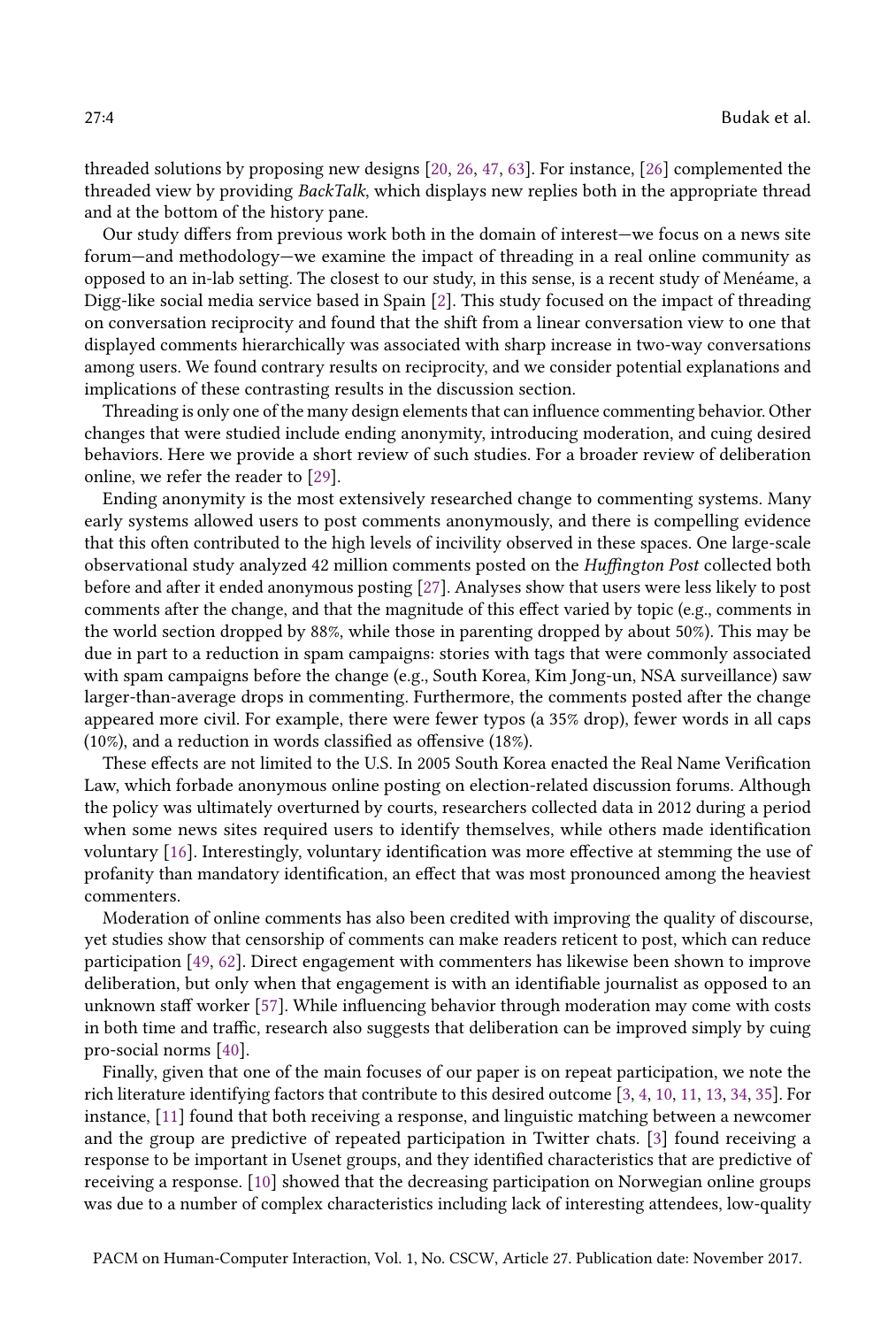threaded solutions by proposing new designs [20, 26, 47, 63]. For instance, [26] complemented the threaded view by providing *BackTalk*, which displays new replies both in the appropriate thread and at the bottom of the history pane.

Our study differs from previous work both in the domain of interest—we focus on a news site forum—and methodology—we examine the impact of threading in a real online community as opposed to an in-lab setting. The closest to our study, in this sense, is a recent study of Menéame, a Digg-like social media service based in Spain [2]. This study focused on the impact of threading on conversation reciprocity and found that the shift from a linear conversation view to one that displayed comments hierarchically was associated with sharp increase in two-way conversations among users. We found contrary results on reciprocity, and we consider potential explanations and implications of these contrasting results in the discussion section.

Threading is only one of the many design elements that can influence commenting behavior. Other changes that were studied include ending anonymity, introducing moderation, and cuing desired behaviors. Here we provide a short review of such studies. For a broader review of deliberation online, we refer the reader to [29].

Ending anonymity is the most extensively researched change to commenting systems. Many early systems allowed users to post comments anonymously, and there is compelling evidence that this often contributed to the high levels of incivility observed in these spaces. One large-scale observational study analyzed 42 million comments posted on the *Huffington Post* collected both before and after it ended anonymous posting [27]. Analyses show that users were less likely to post comments after the change, and that the magnitude of this effect varied by topic (e.g., comments in the world section dropped by 88%, while those in parenting dropped by about 50%). This may be due in part to a reduction in spam campaigns: stories with tags that were commonly associated with spam campaigns before the change (e.g., South Korea, Kim Jong-un, NSA surveillance) saw larger-than-average drops in commenting. Furthermore, the comments posted after the change appeared more civil. For example, there were fewer typos (a 35% drop), fewer words in all caps (10%), and a reduction in words classified as offensive (18%).

These effects are not limited to the U.S. In 2005 South Korea enacted the Real Name Verification Law, which forbade anonymous online posting on election-related discussion forums. Although the policy was ultimately overturned by courts, researchers collected data in 2012 during a period when some news sites required users to identify themselves, while others made identification voluntary [16]. Interestingly, voluntary identification was more effective at stemming the use of profanity than mandatory identification, an effect that was most pronounced among the heaviest commenters.

Moderation of online comments has also been credited with improving the quality of discourse, yet studies show that censorship of comments can make readers reticent to post, which can reduce participation [49, 62]. Direct engagement with commenters has likewise been shown to improve deliberation, but only when that engagement is with an identifiable journalist as opposed to an unknown staff worker [57]. While influencing behavior through moderation may come with costs in both time and traffic, research also suggests that deliberation can be improved simply by cuing pro-social norms [40].

Finally, given that one of the main focuses of our paper is on repeat participation, we note the rich literature identifying factors that contribute to this desired outcome [3, 4, 10, 11, 13, 34, 35]. For instance, [11] found that both receiving a response, and linguistic matching between a newcomer and the group are predictive of repeated participation in Twitter chats. [3] found receiving a response to be important in Usenet groups, and they identified characteristics that are predictive of receiving a response. [10] showed that the decreasing participation on Norwegian online groups was due to a number of complex characteristics including lack of interesting attendees, low-quality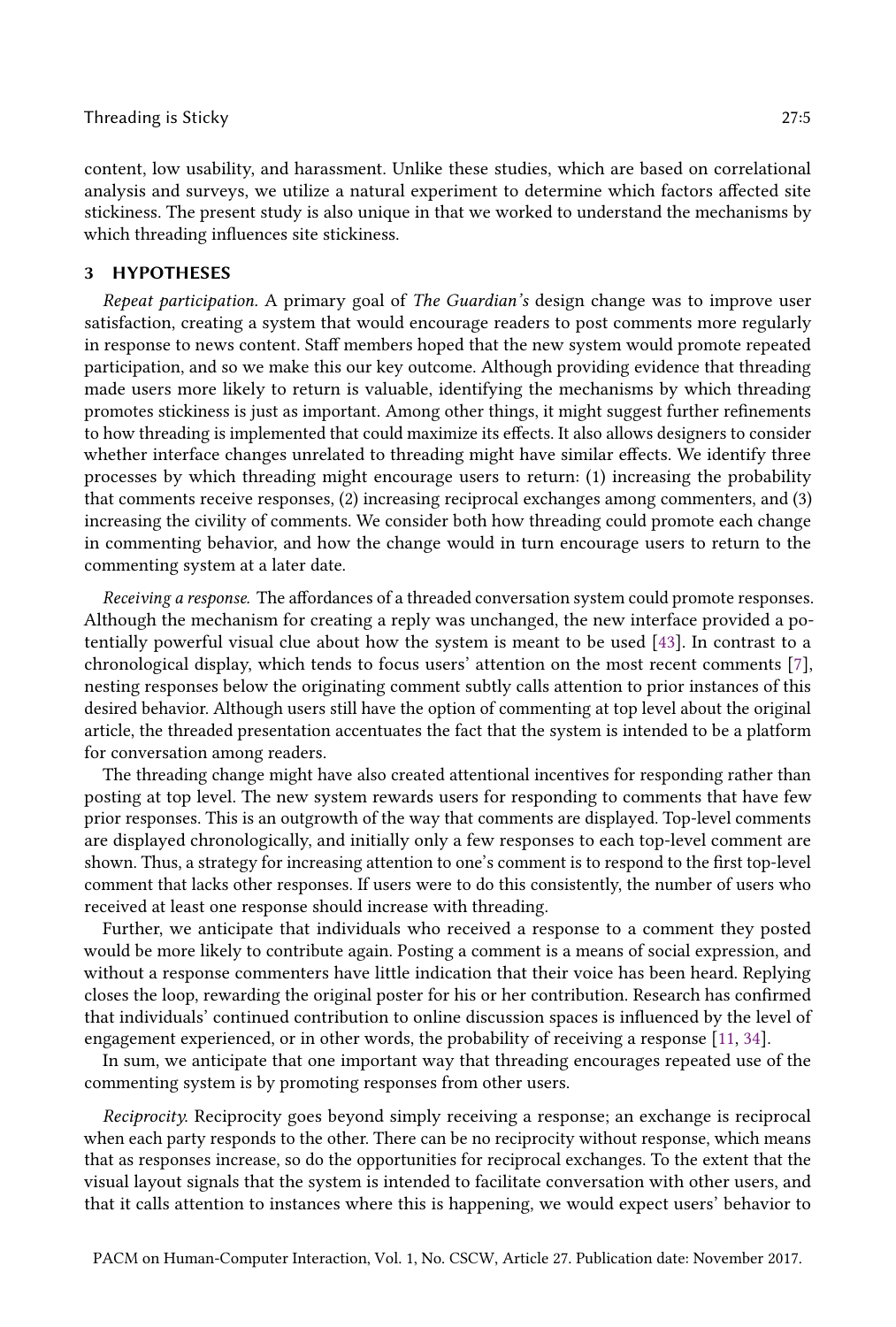content, low usability, and harassment. Unlike these studies, which are based on correlational analysis and surveys, we utilize a natural experiment to determine which factors affected site stickiness. The present study is also unique in that we worked to understand the mechanisms by which threading influences site stickiness.

## 3 HYPOTHESES

*Repeat participation.* A primary goal of *The Guardian's* design change was to improve user satisfaction, creating a system that would encourage readers to post comments more regularly in response to news content. Staff members hoped that the new system would promote repeated participation, and so we make this our key outcome. Although providing evidence that threading made users more likely to return is valuable, identifying the mechanisms by which threading promotes stickiness is just as important. Among other things, it might suggest further refinements to how threading is implemented that could maximize its effects. It also allows designers to consider whether interface changes unrelated to threading might have similar effects. We identify three processes by which threading might encourage users to return: (1) increasing the probability that comments receive responses, (2) increasing reciprocal exchanges among commenters, and (3) increasing the civility of comments. We consider both how threading could promote each change in commenting behavior, and how the change would in turn encourage users to return to the commenting system at a later date.

*Receiving a response.* The affordances of a threaded conversation system could promote responses. Although the mechanism for creating a reply was unchanged, the new interface provided a potentially powerful visual clue about how the system is meant to be used [43]. In contrast to a chronological display, which tends to focus users' attention on the most recent comments [7], nesting responses below the originating comment subtly calls attention to prior instances of this desired behavior. Although users still have the option of commenting at top level about the original article, the threaded presentation accentuates the fact that the system is intended to be a platform for conversation among readers.

The threading change might have also created attentional incentives for responding rather than posting at top level. The new system rewards users for responding to comments that have few prior responses. This is an outgrowth of the way that comments are displayed. Top-level comments are displayed chronologically, and initially only a few responses to each top-level comment are shown. Thus, a strategy for increasing attention to one's comment is to respond to the first top-level comment that lacks other responses. If users were to do this consistently, the number of users who received at least one response should increase with threading.

Further, we anticipate that individuals who received a response to a comment they posted would be more likely to contribute again. Posting a comment is a means of social expression, and without a response commenters have little indication that their voice has been heard. Replying closes the loop, rewarding the original poster for his or her contribution. Research has confirmed that individuals' continued contribution to online discussion spaces is influenced by the level of engagement experienced, or in other words, the probability of receiving a response [11, 34].

In sum, we anticipate that one important way that threading encourages repeated use of the commenting system is by promoting responses from other users.

*Reciprocity.* Reciprocity goes beyond simply receiving a response; an exchange is reciprocal when each party responds to the other. There can be no reciprocity without response, which means that as responses increase, so do the opportunities for reciprocal exchanges. To the extent that the visual layout signals that the system is intended to facilitate conversation with other users, and that it calls attention to instances where this is happening, we would expect users' behavior to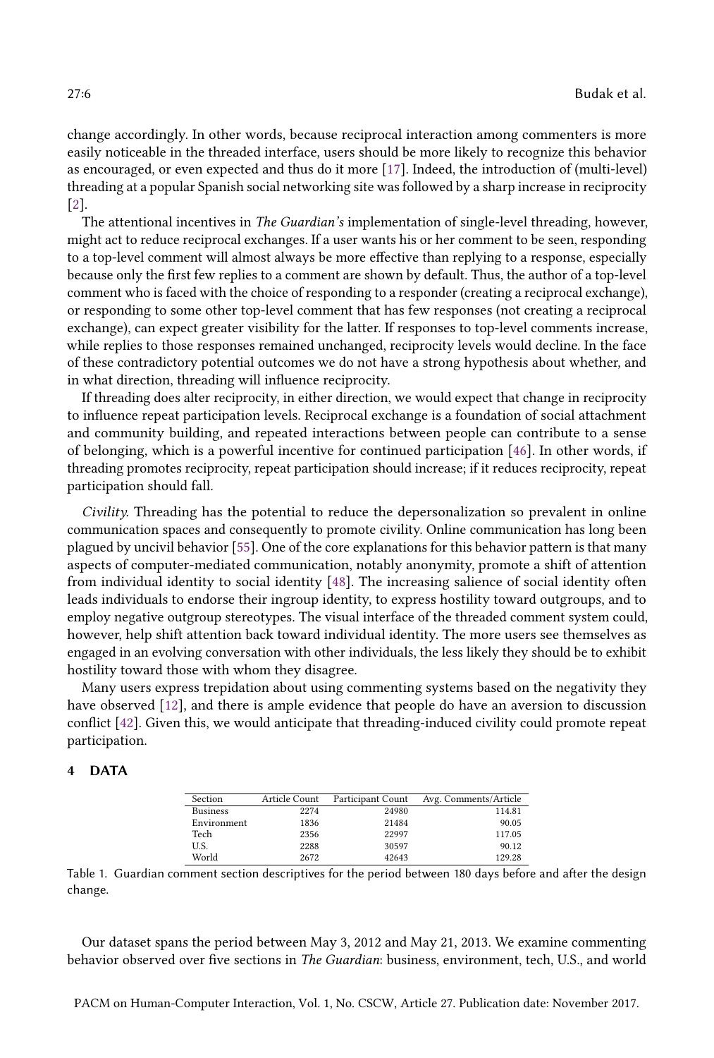change accordingly. In other words, because reciprocal interaction among commenters is more easily noticeable in the threaded interface, users should be more likely to recognize this behavior as encouraged, or even expected and thus do it more [17]. Indeed, the introduction of (multi-level) threading at a popular Spanish social networking site was followed by a sharp increase in reciprocity [2].

The attentional incentives in *The Guardian's* implementation of single-level threading, however, might act to reduce reciprocal exchanges. If a user wants his or her comment to be seen, responding to a top-level comment will almost always be more effective than replying to a response, especially because only the first few replies to a comment are shown by default. Thus, the author of a top-level comment who is faced with the choice of responding to a responder (creating a reciprocal exchange), or responding to some other top-level comment that has few responses (not creating a reciprocal exchange), can expect greater visibility for the latter. If responses to top-level comments increase, while replies to those responses remained unchanged, reciprocity levels would decline. In the face of these contradictory potential outcomes we do not have a strong hypothesis about whether, and in what direction, threading will influence reciprocity.

If threading does alter reciprocity, in either direction, we would expect that change in reciprocity to influence repeat participation levels. Reciprocal exchange is a foundation of social attachment and community building, and repeated interactions between people can contribute to a sense of belonging, which is a powerful incentive for continued participation [46]. In other words, if threading promotes reciprocity, repeat participation should increase; if it reduces reciprocity, repeat participation should fall.

*Civility.* Threading has the potential to reduce the depersonalization so prevalent in online communication spaces and consequently to promote civility. Online communication has long been plagued by uncivil behavior [55]. One of the core explanations for this behavior pattern is that many aspects of computer-mediated communication, notably anonymity, promote a shift of attention from individual identity to social identity [48]. The increasing salience of social identity often leads individuals to endorse their ingroup identity, to express hostility toward outgroups, and to employ negative outgroup stereotypes. The visual interface of the threaded comment system could, however, help shift attention back toward individual identity. The more users see themselves as engaged in an evolving conversation with other individuals, the less likely they should be to exhibit hostility toward those with whom they disagree.

Many users express trepidation about using commenting systems based on the negativity they have observed [12], and there is ample evidence that people do have an aversion to discussion conflict [42]. Given this, we would anticipate that threading-induced civility could promote repeat participation.

## 4 DATA

| Section | Article Count | Participant Count | Avg. Comments/Article |
|---|---|---|---|
| Business | 2274 | 24980 | 114.81 |
| Environment | 1836 | 21484 | 90.05 |
| Tech | 2356 | 22997 | 117.05 |
| U.S. | 2288 | 30597 | 90.12 |
| World | 2672 | 42643 | 129.28 |

Table 1. Guardian comment section descriptives for the period between 180 days before and after the design change.

Our dataset spans the period between May 3, 2012 and May 21, 2013. We examine commenting behavior observed over five sections in *The Guardian*: business, environment, tech, U.S., and world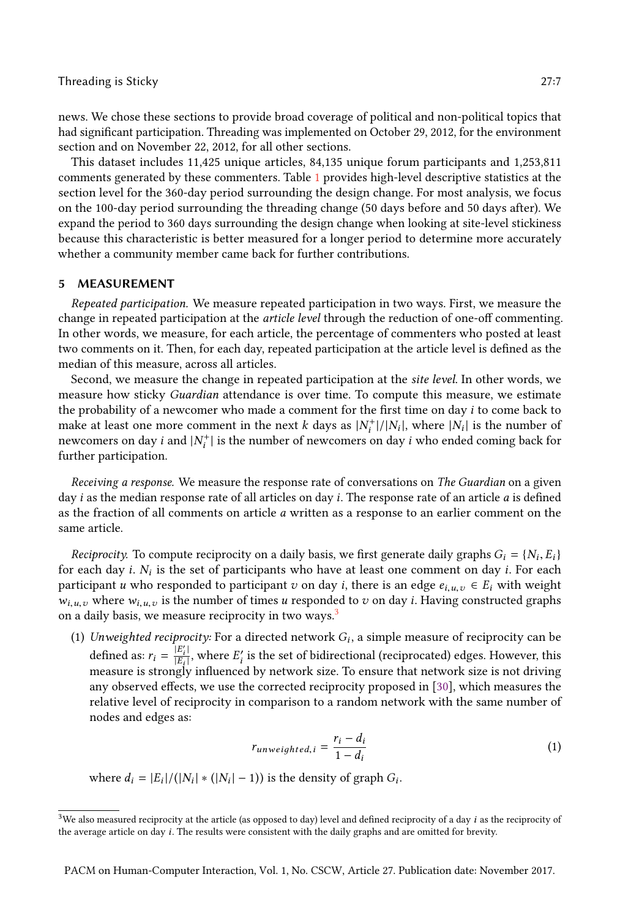news. We chose these sections to provide broad coverage of political and non-political topics that had significant participation. Threading was implemented on October 29, 2012, for the environment section and on November 22, 2012, for all other sections.

This dataset includes 11,425 unique articles, 84,135 unique forum participants and 1,253,811 comments generated by these commenters. Table 1 provides high-level descriptive statistics at the section level for the 360-day period surrounding the design change. For most analysis, we focus on the 100-day period surrounding the threading change (50 days before and 50 days after). We expand the period to 360 days surrounding the design change when looking at site-level stickiness because this characteristic is better measured for a longer period to determine more accurately whether a community member came back for further contributions.

## 5 MEASUREMENT

*Repeated participation.* We measure repeated participation in two ways. First, we measure the change in repeated participation at the *article level* through the reduction of one-off commenting. In other words, we measure, for each article, the percentage of commenters who posted at least two comments on it. Then, for each day, repeated participation at the article level is defined as the median of this measure, across all articles.

Second, we measure the change in repeated participation at the *site level*. In other words, we measure how sticky *Guardian* attendance is over time. To compute this measure, we estimate the probability of a newcomer who made a comment for the first time on day $i$ to come back to make at least one more comment in the next $k$ days as $|N_i^+|/|N_i|$, where $|N_i|$ is the number of newcomers on day $i$ and $|N_i^+|$ is the number of newcomers on day $i$ who ended coming back for further participation.

*Receiving a response.* We measure the response rate of conversations on *The Guardian* on a given day $i$ as the median response rate of all articles on day $i$. The response rate of an article $a$ is defined as the fraction of all comments on article $a$ written as a response to an earlier comment on the same article.

*Reciprocity.* To compute reciprocity on a daily basis, we first generate daily graphs $G_i = \{N_i, E_i\}$ for each day $i$. $N_i$ is the set of participants who have at least one comment on day $i$. For each participant $u$ who responded to participant $v$ on day $i$, there is an edge $e_{i,u,v} \in E_i$ with weight $w_{i,u,v}$ where $w_{i,u,v}$ is the number of times $u$ responded to $v$ on day $i$. Having constructed graphs on a daily basis, we measure reciprocity in two ways.[3]

(1) *Unweighted reciprocity:* For a directed network $G_i$, a simple measure of reciprocity can be defined as: $r_i = \frac{|E_i'|}{|E_i|}$, where $E_i'$ is the set of bidirectional (reciprocated) edges. However, this measure is strongly influenced by network size. To ensure that network size is not driving any observed effects, we use the corrected reciprocity proposed in [30], which measures the relative level of reciprocity in comparison to a random network with the same number of nodes and edges as:

$$r_{unweighted,i} = \frac{r_i - d_i}{1 - d_i} \tag{1}$$

where $d_i = |E_i|/(|N_i| * (|N_i| - 1))$ is the density of graph $G_i$.

[3] We also measured reciprocity at the article (as opposed to day) level and defined reciprocity of a day $i$ as the reciprocity of the average article on day $i$. The results were consistent with the daily graphs and are omitted for brevity.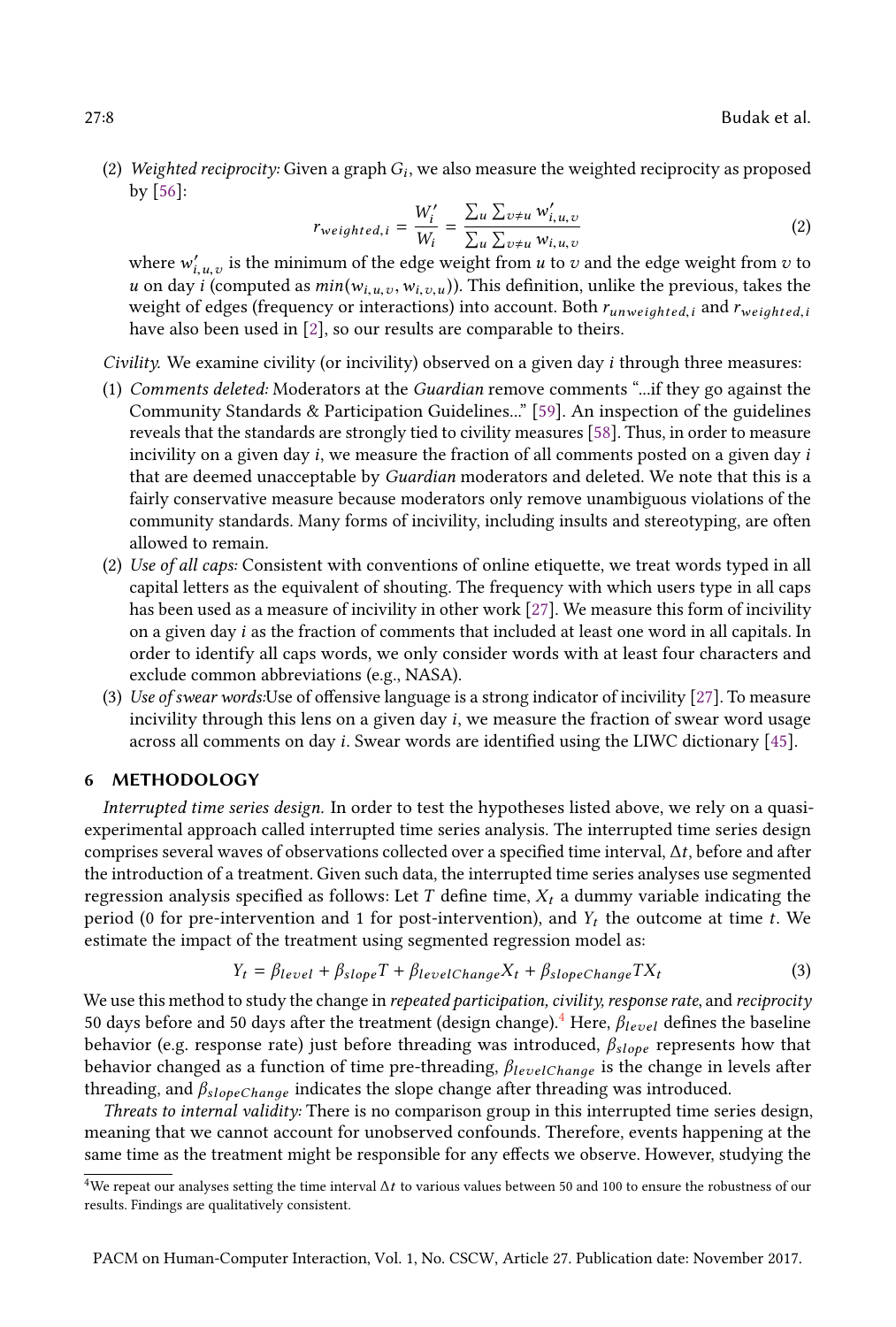(2) *Weighted reciprocity:* Given a graph $G_i$, we also measure the weighted reciprocity as proposed by [56]:

$$r_{weighted,i} = \frac{W_i'}{W_i} = \frac{\sum_u \sum_{v \neq u} w'_{i,u,v}}{\sum_u \sum_{v \neq u} w_{i,u,v}} \tag{2}$$

where $w'_{i,u,v}$ is the minimum of the edge weight from $u$ to $v$ and the edge weight from $v$ to $u$ on day $i$ (computed as $min(w_{i,u,v}, w_{i,v,u})$). This definition, unlike the previous, takes the weight of edges (frequency or interactions) into account. Both $r_{unweighted,i}$ and $r_{weighted,i}$ have also been used in [2], so our results are comparable to theirs.

*Civility.* We examine civility (or incivility) observed on a given day $i$ through three measures:

(1) *Comments deleted:* Moderators at the *Guardian* remove comments "...if they go against the Community Standards & Participation Guidelines..." [59]. An inspection of the guidelines reveals that the standards are strongly tied to civility measures [58]. Thus, in order to measure incivility on a given day $i$, we measure the fraction of all comments posted on a given day $i$ that are deemed unacceptable by *Guardian* moderators and deleted. We note that this is a fairly conservative measure because moderators only remove unambiguous violations of the community standards. Many forms of incivility, including insults and stereotyping, are often allowed to remain.

(2) *Use of all caps:* Consistent with conventions of online etiquette, we treat words typed in all capital letters as the equivalent of shouting. The frequency with which users type in all caps has been used as a measure of incivility in other work [27]. We measure this form of incivility on a given day $i$ as the fraction of comments that included at least one word in all capitals. In order to identify all caps words, we only consider words with at least four characters and exclude common abbreviations (e.g., NASA).

(3) *Use of swear words:*Use of offensive language is a strong indicator of incivility [27]. To measure incivility through this lens on a given day $i$, we measure the fraction of swear word usage across all comments on day $i$. Swear words are identified using the LIWC dictionary [45].

## 6 METHODOLOGY

*Interrupted time series design.* In order to test the hypotheses listed above, we rely on a quasi-experimental approach called interrupted time series analysis. The interrupted time series design comprises several waves of observations collected over a specified time interval, $\Delta t$, before and after the introduction of a treatment. Given such data, the interrupted time series analyses use segmented regression analysis specified as follows: Let $T$ define time, $X_t$ a dummy variable indicating the period (0 for pre-intervention and 1 for post-intervention), and $Y_t$ the outcome at time $t$. We estimate the impact of the treatment using segmented regression model as:

$$Y_t = \beta_{level} + \beta_{slope}T + \beta_{levelChange}X_t + \beta_{slopeChange}TX_t \tag{3}$$

We use this method to study the change in *repeated participation, civility, response rate*, and *reciprocity* 50 days before and 50 days after the treatment (design change).[4] Here, $\beta_{level}$ defines the baseline behavior (e.g. response rate) just before threading was introduced, $\beta_{slope}$ represents how that behavior changed as a function of time pre-threading, $\beta_{levelChange}$ is the change in levels after threading, and $\beta_{slopeChange}$ indicates the slope change after threading was introduced.

*Threats to internal validity:* There is no comparison group in this interrupted time series design, meaning that we cannot account for unobserved confounds. Therefore, events happening at the same time as the treatment might be responsible for any effects we observe. However, studying the

[4] We repeat our analyses setting the time interval $\Delta t$ to various values between 50 and 100 to ensure the robustness of our results. Findings are qualitatively consistent.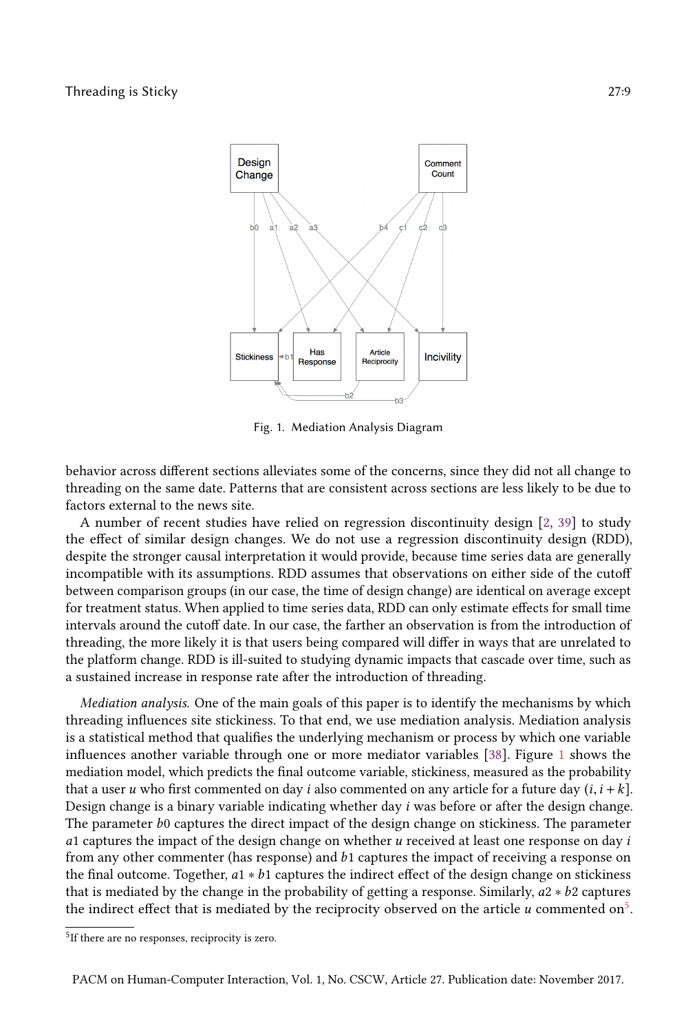Fig. 1. Mediation Analysis Diagram

behavior across different sections alleviates some of the concerns, since they did not all change to threading on the same date. Patterns that are consistent across sections are less likely to be due to factors external to the news site.

A number of recent studies have relied on regression discontinuity design [2, 39] to study the effect of similar design changes. We do not use a regression discontinuity design (RDD), despite the stronger causal interpretation it would provide, because time series data are generally incompatible with its assumptions. RDD assumes that observations on either side of the cutoff between comparison groups (in our case, the time of design change) are identical on average except for treatment status. When applied to time series data, RDD can only estimate effects for small time intervals around the cutoff date. In our case, the farther an observation is from the introduction of threading, the more likely it is that users being compared will differ in ways that are unrelated to the platform change. RDD is ill-suited to studying dynamic impacts that cascade over time, such as a sustained increase in response rate after the introduction of threading.

*Mediation analysis.* One of the main goals of this paper is to identify the mechanisms by which threading influences site stickiness. To that end, we use mediation analysis. Mediation analysis is a statistical method that qualifies the underlying mechanism or process by which one variable influences another variable through one or more mediator variables [38]. Figure 1 shows the mediation model, which predicts the final outcome variable, stickiness, measured as the probability that a user $u$ who first commented on day $i$ also commented on any article for a future day $(i, i+k]$. Design change is a binary variable indicating whether day $i$ was before or after the design change. The parameter $b0$ captures the direct impact of the design change on stickiness. The parameter $a1$ captures the impact of the design change on whether $u$ received at least one response on day $i$ from any other commenter (has response) and $b1$ captures the impact of receiving a response on the final outcome. Together, $a1 * b1$ captures the indirect effect of the design change on stickiness that is mediated by the change in the probability of getting a response. Similarly, $a2 * b2$ captures the indirect effect that is mediated by the reciprocity observed on the article $u$ commented on[5].

[5] If there are no responses, reciprocity is zero.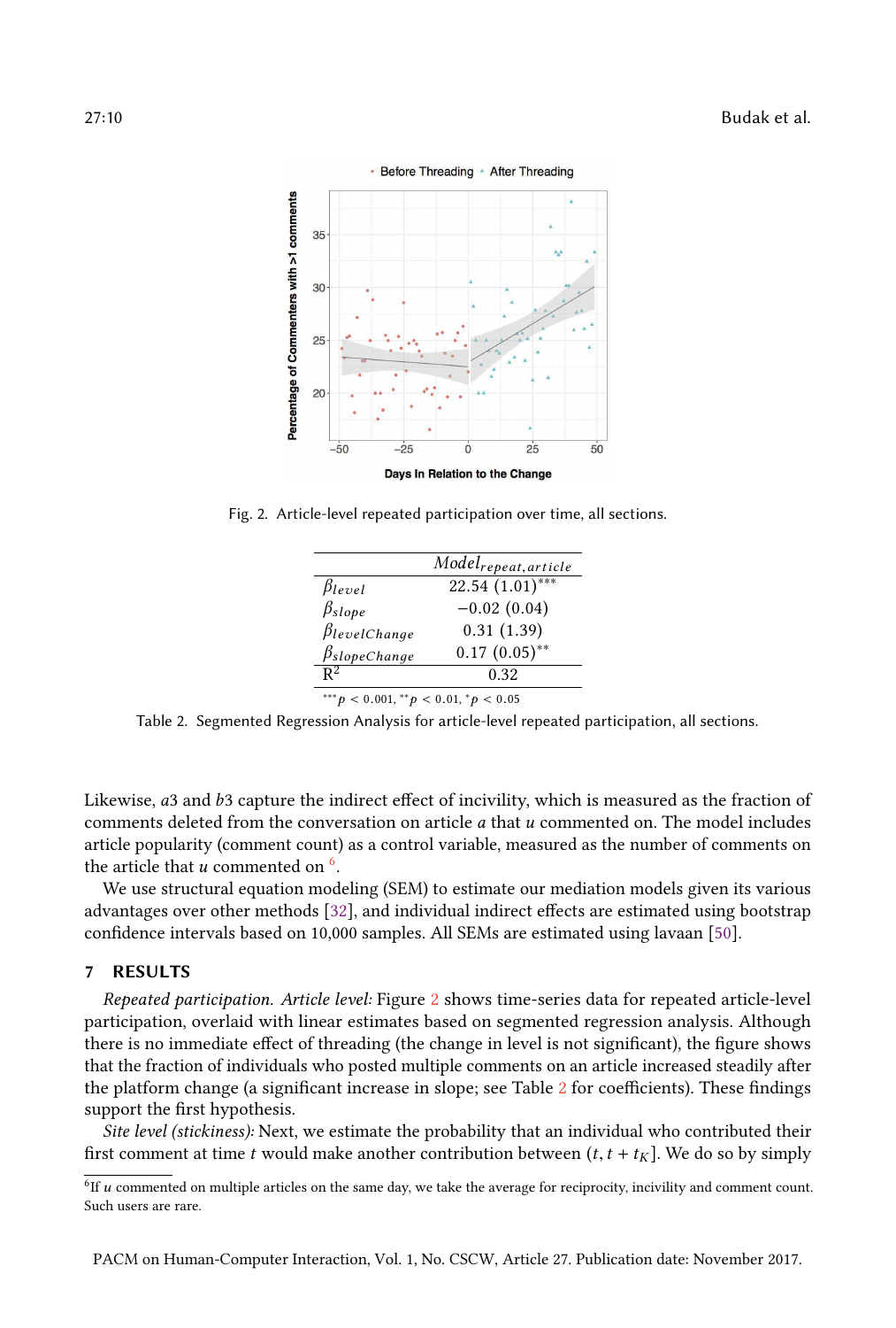Fig. 2. Article-level repeated participation over time, all sections.

| | $Model_{repeat,article}$ |
|---|---|
| $\beta_{level}$ | 22.54 (1.01)$^{***}$ |
| $\beta_{slope}$ | −0.02 (0.04) |
| $\beta_{levelChange}$ | 0.31 (1.39) |
| $\beta_{slopeChange}$ | 0.17 (0.05)$^{**}$ |
| $R^2$ | 0.32 |

$^{***}p < 0.001$, $^{**}p < 0.01$, $^{*}p < 0.05$

Table 2. Segmented Regression Analysis for article-level repeated participation, all sections.

Likewise, $a3$ and $b3$ capture the indirect effect of incivility, which is measured as the fraction of comments deleted from the conversation on article $a$ that $u$ commented on. The model includes article popularity (comment count) as a control variable, measured as the number of comments on the article that $u$ commented on [6].

We use structural equation modeling (SEM) to estimate our mediation models given its various advantages over other methods [32], and individual indirect effects are estimated using bootstrap confidence intervals based on 10,000 samples. All SEMs are estimated using lavaan [50].

## 7 RESULTS

*Repeated participation. Article level:* Figure 2 shows time-series data for repeated article-level participation, overlaid with linear estimates based on segmented regression analysis. Although there is no immediate effect of threading (the change in level is not significant), the figure shows that the fraction of individuals who posted multiple comments on an article increased steadily after the platform change (a significant increase in slope; see Table 2 for coefficients). These findings support the first hypothesis.

*Site level (stickiness):* Next, we estimate the probability that an individual who contributed their first comment at time $t$ would make another contribution between $(t, t + t_K]$. We do so by simply

[6] If $u$ commented on multiple articles on the same day, we take the average for reciprocity, incivility and comment count. Such users are rare.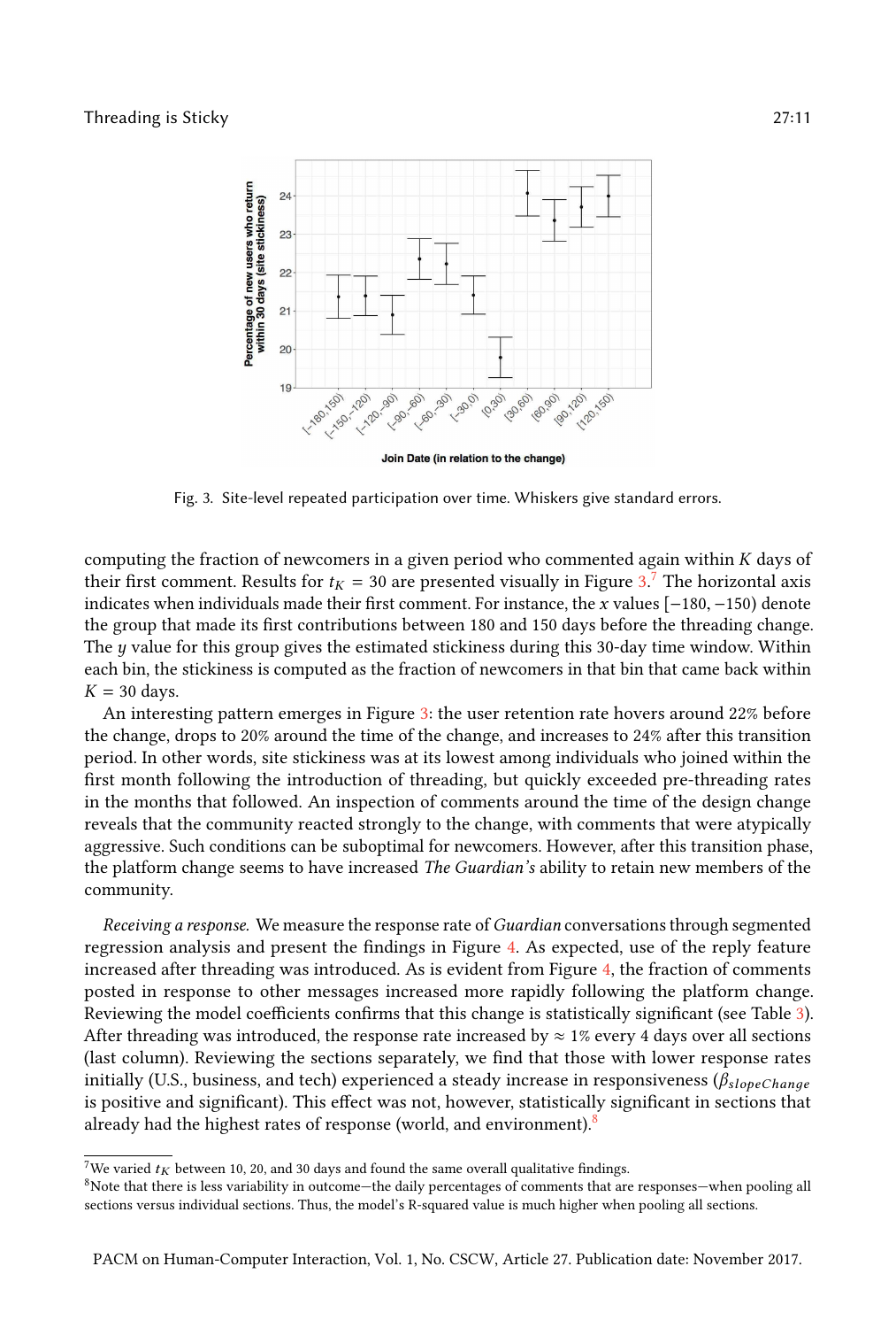Fig. 3. Site-level repeated participation over time. Whiskers give standard errors.

computing the fraction of newcomers in a given period who commented again within $K$ days of their first comment. Results for $t_K = 30$ are presented visually in Figure 3.[7] The horizontal axis indicates when individuals made their first comment. For instance, the $x$ values $[-180, -150)$ denote the group that made its first contributions between 180 and 150 days before the threading change. The $y$ value for this group gives the estimated stickiness during this 30-day time window. Within each bin, the stickiness is computed as the fraction of newcomers in that bin that came back within $K = 30$ days.

An interesting pattern emerges in Figure 3: the user retention rate hovers around 22% before the change, drops to 20% around the time of the change, and increases to 24% after this transition period. In other words, site stickiness was at its lowest among individuals who joined within the first month following the introduction of threading, but quickly exceeded pre-threading rates in the months that followed. An inspection of comments around the time of the design change reveals that the community reacted strongly to the change, with comments that were atypically aggressive. Such conditions can be suboptimal for newcomers. However, after this transition phase, the platform change seems to have increased *The Guardian's* ability to retain new members of the community.

*Receiving a response.* We measure the response rate of *Guardian* conversations through segmented regression analysis and present the findings in Figure 4. As expected, use of the reply feature increased after threading was introduced. As is evident from Figure 4, the fraction of comments posted in response to other messages increased more rapidly following the platform change. Reviewing the model coefficients confirms that this change is statistically significant (see Table 3). After threading was introduced, the response rate increased by ≈ 1% every 4 days over all sections (last column). Reviewing the sections separately, we find that those with lower response rates initially (U.S., business, and tech) experienced a steady increase in responsiveness ($\beta_{slopeChange}$ is positive and significant). This effect was not, however, statistically significant in sections that already had the highest rates of response (world, and environment).[8]

[7] We varied $t_K$ between 10, 20, and 30 days and found the same overall qualitative findings.

[8] Note that there is less variability in outcome—the daily percentages of comments that are responses—when pooling all sections versus individual sections. Thus, the model's R-squared value is much higher when pooling all sections.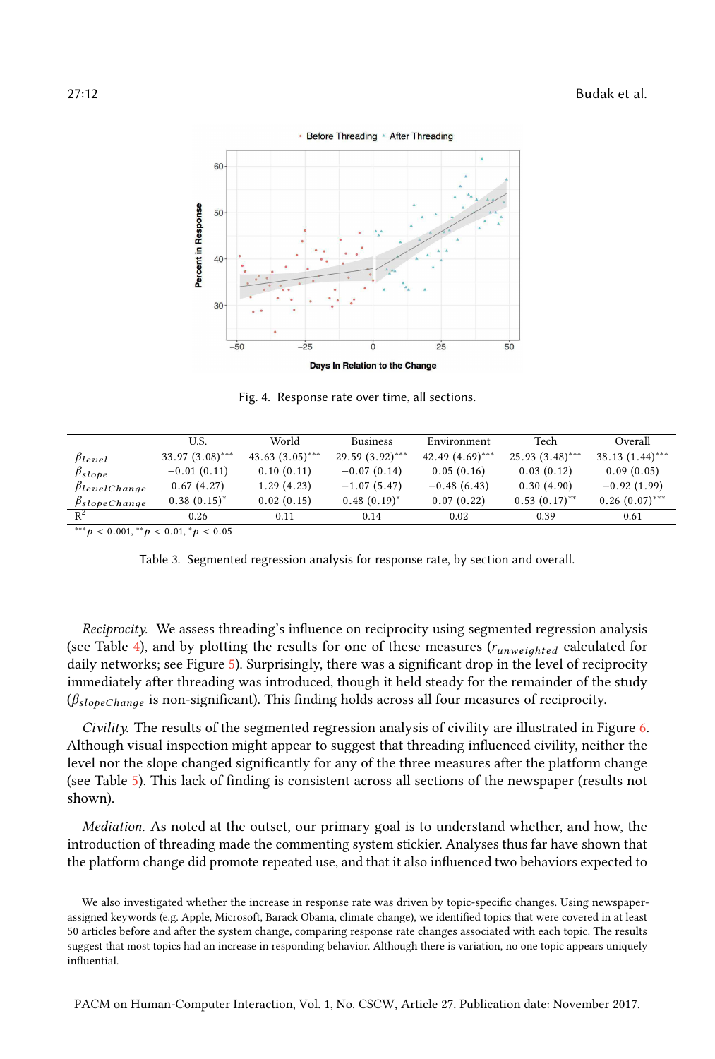Fig. 4. Response rate over time, all sections.

|  | U.S. | World | Business | Environment | Tech | Overall |
|---|---|---|---|---|---|---|
| $\beta_{level}$ | 33.97 (3.08)$^{***}$ | 43.63 (3.05)$^{***}$ | 29.59 (3.92)$^{***}$ | 42.49 (4.69)$^{***}$ | 25.93 (3.48)$^{***}$ | 38.13 (1.44)$^{***}$ |
| $\beta_{slope}$ | −0.01 (0.11) | 0.10 (0.11) | −0.07 (0.14) | 0.05 (0.16) | 0.03 (0.12) | 0.09 (0.05) |
| $\beta_{levelChange}$ | 0.67 (4.27) | 1.29 (4.23) | −1.07 (5.47) | −0.48 (6.43) | 0.30 (4.90) | −0.92 (1.99) |
| $\beta_{slopeChange}$ | 0.38 (0.15)$^{*}$ | 0.02 (0.15) | 0.48 (0.19)$^{*}$ | 0.07 (0.22) | 0.53 (0.17)$^{**}$ | 0.26 (0.07)$^{***}$ |
| $R^2$ | 0.26 | 0.11 | 0.14 | 0.02 | 0.39 | 0.61 |

$^{***}p < 0.001$, $^{**}p < 0.01$, $^{*}p < 0.05$

Table 3. Segmented regression analysis for response rate, by section and overall.

*Reciprocity.* We assess threading's influence on reciprocity using segmented regression analysis (see Table 4), and by plotting the results for one of these measures ($r_{unweighted}$ calculated for daily networks; see Figure 5). Surprisingly, there was a significant drop in the level of reciprocity immediately after threading was introduced, though it held steady for the remainder of the study ($\beta_{slopeChange}$ is non-significant). This finding holds across all four measures of reciprocity.

*Civility.* The results of the segmented regression analysis of civility are illustrated in Figure 6. Although visual inspection might appear to suggest that threading influenced civility, neither the level nor the slope changed significantly for any of the three measures after the platform change (see Table 5). This lack of finding is consistent across all sections of the newspaper (results not shown).

*Mediation.* As noted at the outset, our primary goal is to understand whether, and how, the introduction of threading made the commenting system stickier. Analyses thus far have shown that the platform change did promote repeated use, and that it also influenced two behaviors expected to

We also investigated whether the increase in response rate was driven by topic-specific changes. Using newspaper-assigned keywords (e.g. Apple, Microsoft, Barack Obama, climate change), we identified topics that were covered in at least 50 articles before and after the system change, comparing response rate changes associated with each topic. The results suggest that most topics had an increase in responding behavior. Although there is variation, no one topic appears uniquely influential.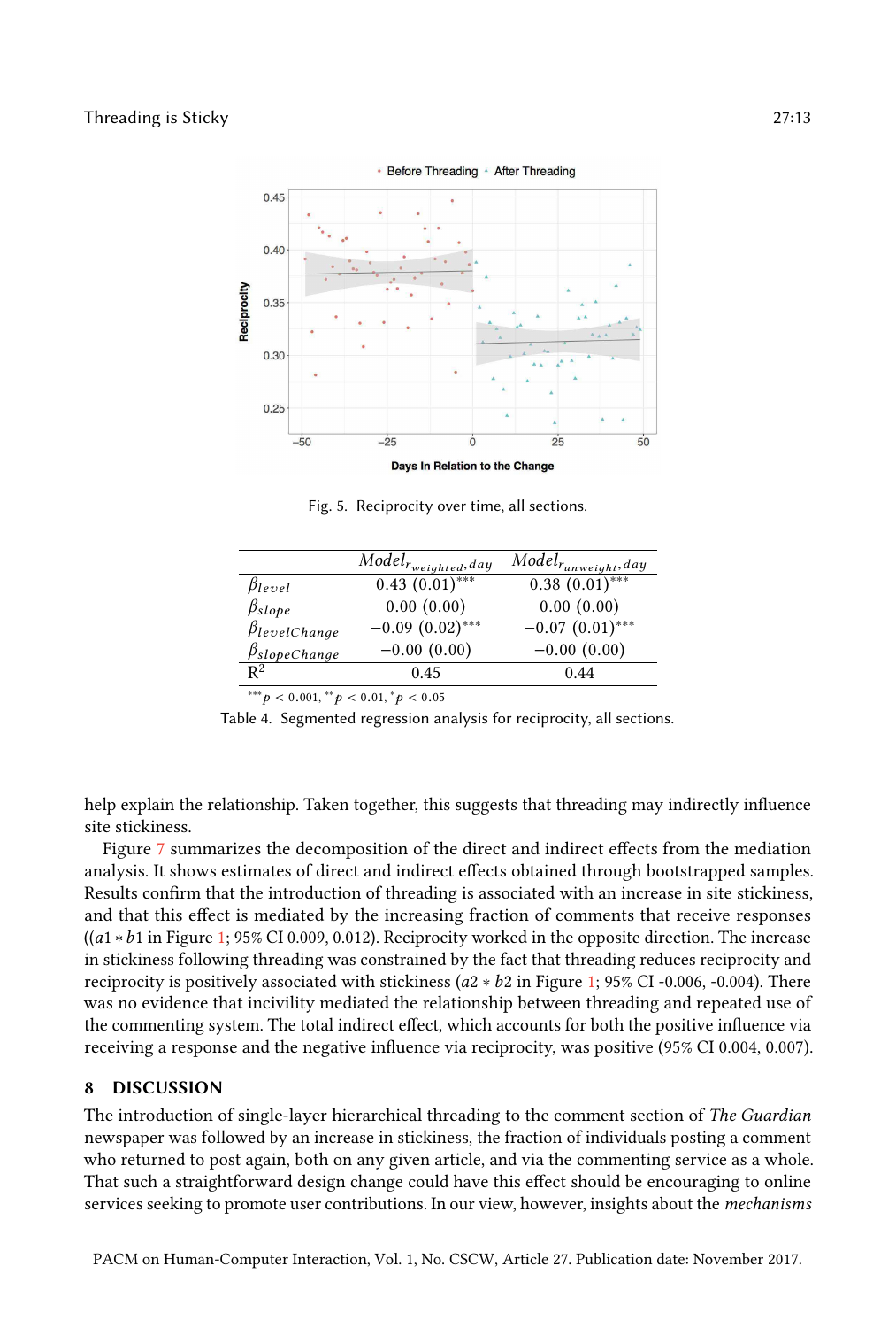Fig. 5. Reciprocity over time, all sections.

| | $Model_{r_{weighted},day}$ | $Model_{r_{unweight},day}$ |
|---|---|---|
| $\beta_{level}$ | 0.43 (0.01)$^{***}$ | 0.38 (0.01)$^{***}$ |
| $\beta_{slope}$ | 0.00 (0.00) | 0.00 (0.00) |
| $\beta_{levelChange}$ | −0.09 (0.02)$^{***}$ | −0.07 (0.01)$^{***}$ |
| $\beta_{slopeChange}$ | −0.00 (0.00) | −0.00 (0.00) |
| $R^2$ | 0.45 | 0.44 |

$^{***}p < 0.001$, $^{**}p < 0.01$, $^{*}p < 0.05$

Table 4. Segmented regression analysis for reciprocity, all sections.

help explain the relationship. Taken together, this suggests that threading may indirectly influence site stickiness.

Figure 7 summarizes the decomposition of the direct and indirect effects from the mediation analysis. It shows estimates of direct and indirect effects obtained through bootstrapped samples. Results confirm that the introduction of threading is associated with an increase in site stickiness, and that this effect is mediated by the increasing fraction of comments that receive responses (($a1 * b1$ in Figure 1; 95% CI 0.009, 0.012). Reciprocity worked in the opposite direction. The increase in stickiness following threading was constrained by the fact that threading reduces reciprocity and reciprocity is positively associated with stickiness ($a2 * b2$ in Figure 1; 95% CI -0.006, -0.004). There was no evidence that incivility mediated the relationship between threading and repeated use of the commenting system. The total indirect effect, which accounts for both the positive influence via receiving a response and the negative influence via reciprocity, was positive (95% CI 0.004, 0.007).

## 8 DISCUSSION

The introduction of single-layer hierarchical threading to the comment section of *The Guardian* newspaper was followed by an increase in stickiness, the fraction of individuals posting a comment who returned to post again, both on any given article, and via the commenting service as a whole. That such a straightforward design change could have this effect should be encouraging to online services seeking to promote user contributions. In our view, however, insights about the *mechanisms*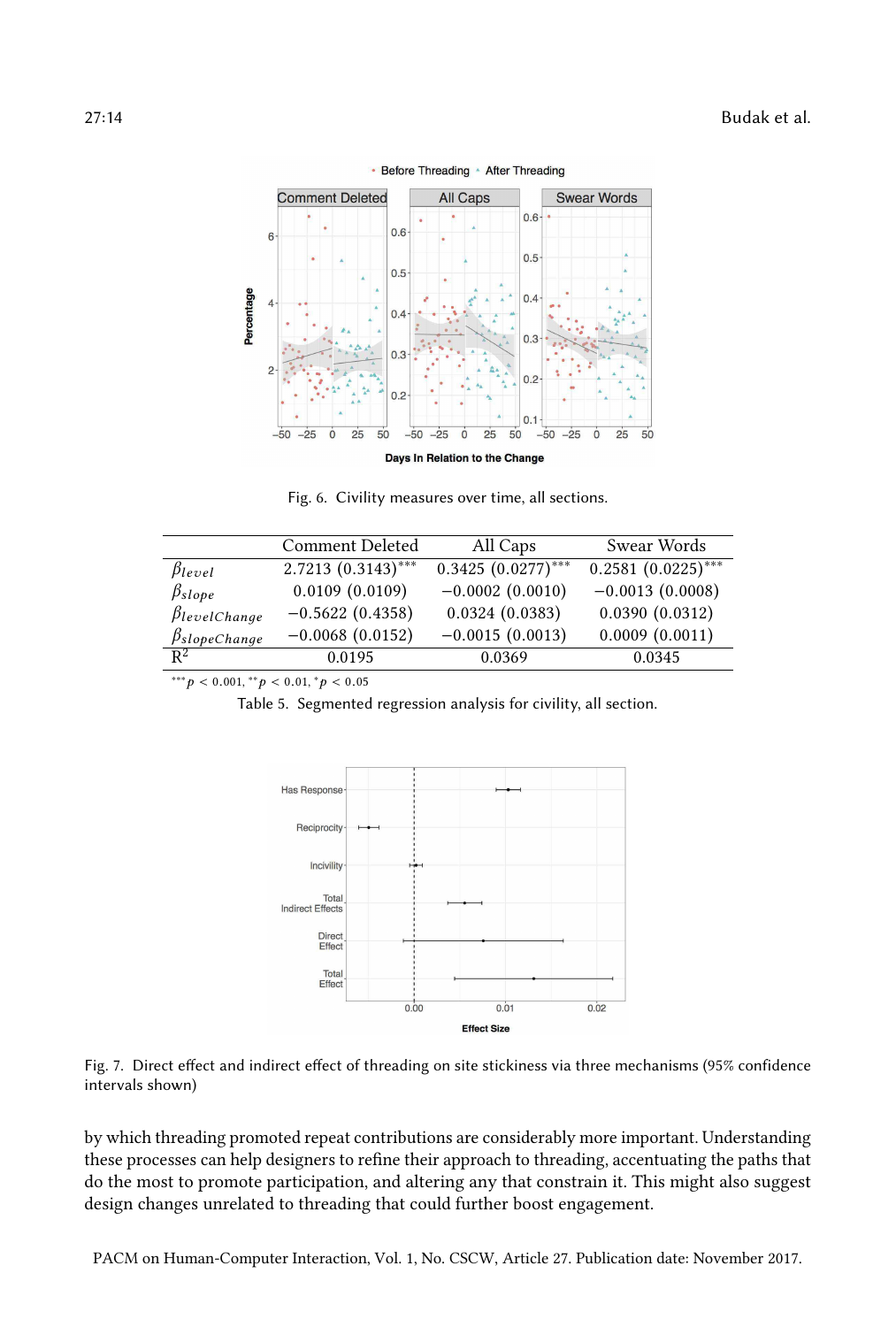Fig. 6. Civility measures over time, all sections.

| | Comment Deleted | All Caps | Swear Words |
|---|---|---|---|
| $\beta_{level}$ | 2.7213 (0.3143)$^{***}$ | 0.3425 (0.0277)$^{***}$ | 0.2581 (0.0225)$^{***}$ |
| $\beta_{slope}$ | 0.0109 (0.0109) | −0.0002 (0.0010) | −0.0013 (0.0008) |
| $\beta_{levelChange}$ | −0.5622 (0.4358) | 0.0324 (0.0383) | 0.0390 (0.0312) |
| $\beta_{slopeChange}$ | −0.0068 (0.0152) | −0.0015 (0.0013) | 0.0009 (0.0011) |
| $R^2$ | 0.0195 | 0.0369 | 0.0345 |

$^{***}p < 0.001$, $^{**}p < 0.01$, $^{*}p < 0.05$

Table 5. Segmented regression analysis for civility, all section.

Fig. 7. Direct effect and indirect effect of threading on site stickiness via three mechanisms (95% confidence intervals shown)

by which threading promoted repeat contributions are considerably more important. Understanding these processes can help designers to refine their approach to threading, accentuating the paths that do the most to promote participation, and altering any that constrain it. This might also suggest design changes unrelated to threading that could further boost engagement.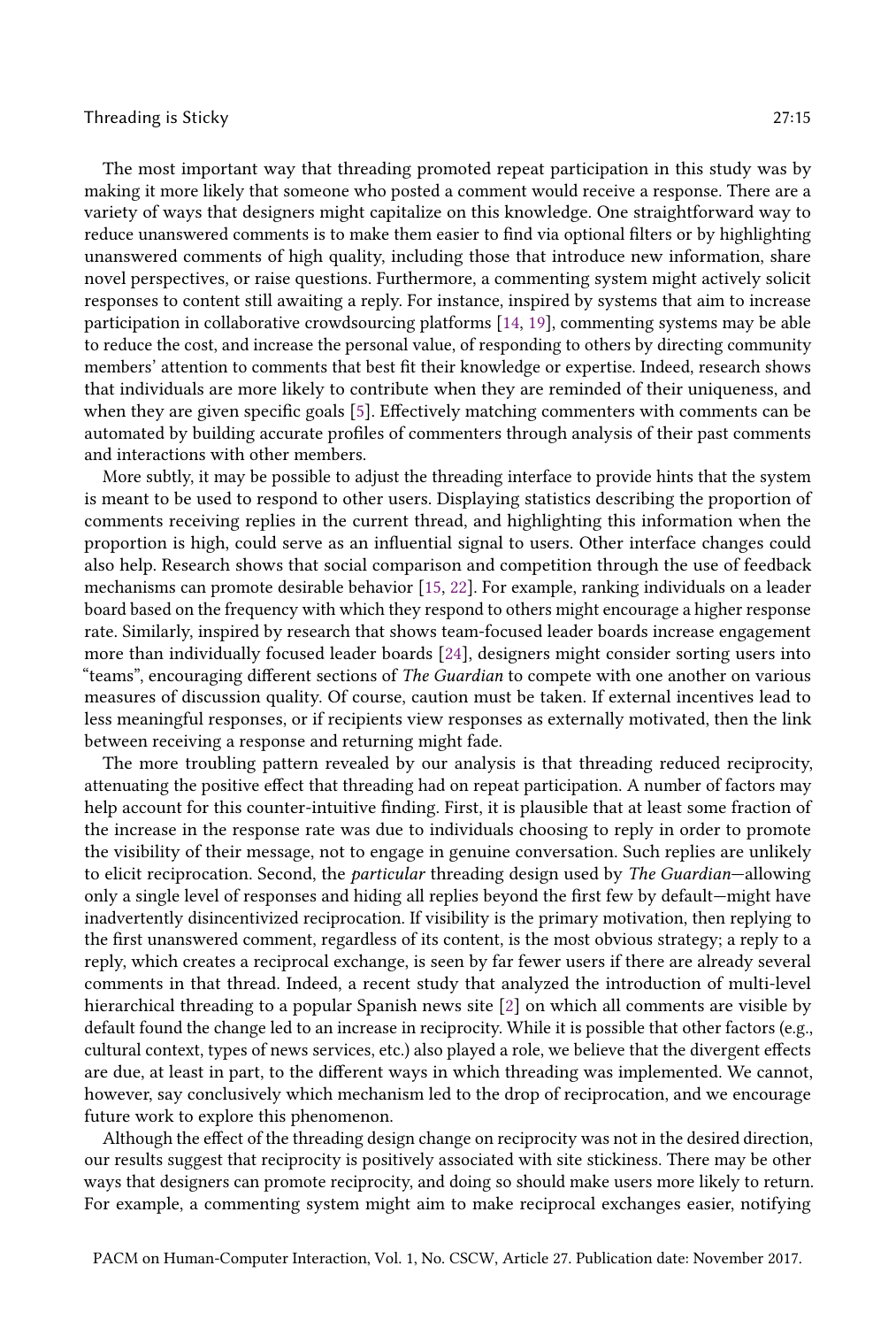The most important way that threading promoted repeat participation in this study was by making it more likely that someone who posted a comment would receive a response. There are a variety of ways that designers might capitalize on this knowledge. One straightforward way to reduce unanswered comments is to make them easier to find via optional filters or by highlighting unanswered comments of high quality, including those that introduce new information, share novel perspectives, or raise questions. Furthermore, a commenting system might actively solicit responses to content still awaiting a reply. For instance, inspired by systems that aim to increase participation in collaborative crowdsourcing platforms [14, 19], commenting systems may be able to reduce the cost, and increase the personal value, of responding to others by directing community members' attention to comments that best fit their knowledge or expertise. Indeed, research shows that individuals are more likely to contribute when they are reminded of their uniqueness, and when they are given specific goals [5]. Effectively matching commenters with comments can be automated by building accurate profiles of commenters through analysis of their past comments and interactions with other members.

More subtly, it may be possible to adjust the threading interface to provide hints that the system is meant to be used to respond to other users. Displaying statistics describing the proportion of comments receiving replies in the current thread, and highlighting this information when the proportion is high, could serve as an influential signal to users. Other interface changes could also help. Research shows that social comparison and competition through the use of feedback mechanisms can promote desirable behavior [15, 22]. For example, ranking individuals on a leader board based on the frequency with which they respond to others might encourage a higher response rate. Similarly, inspired by research that shows team-focused leader boards increase engagement more than individually focused leader boards [24], designers might consider sorting users into "teams", encouraging different sections of *The Guardian* to compete with one another on various measures of discussion quality. Of course, caution must be taken. If external incentives lead to less meaningful responses, or if recipients view responses as externally motivated, then the link between receiving a response and returning might fade.

The more troubling pattern revealed by our analysis is that threading reduced reciprocity, attenuating the positive effect that threading had on repeat participation. A number of factors may help account for this counter-intuitive finding. First, it is plausible that at least some fraction of the increase in the response rate was due to individuals choosing to reply in order to promote the visibility of their message, not to engage in genuine conversation. Such replies are unlikely to elicit reciprocation. Second, the *particular* threading design used by *The Guardian*—allowing only a single level of responses and hiding all replies beyond the first few by default—might have inadvertently disincentivized reciprocation. If visibility is the primary motivation, then replying to the first unanswered comment, regardless of its content, is the most obvious strategy; a reply to a reply, which creates a reciprocal exchange, is seen by far fewer users if there are already several comments in that thread. Indeed, a recent study that analyzed the introduction of multi-level hierarchical threading to a popular Spanish news site [2] on which all comments are visible by default found the change led to an increase in reciprocity. While it is possible that other factors (e.g., cultural context, types of news services, etc.) also played a role, we believe that the divergent effects are due, at least in part, to the different ways in which threading was implemented. We cannot, however, say conclusively which mechanism led to the drop of reciprocation, and we encourage future work to explore this phenomenon.

Although the effect of the threading design change on reciprocity was not in the desired direction, our results suggest that reciprocity is positively associated with site stickiness. There may be other ways that designers can promote reciprocity, and doing so should make users more likely to return. For example, a commenting system might aim to make reciprocal exchanges easier, notifying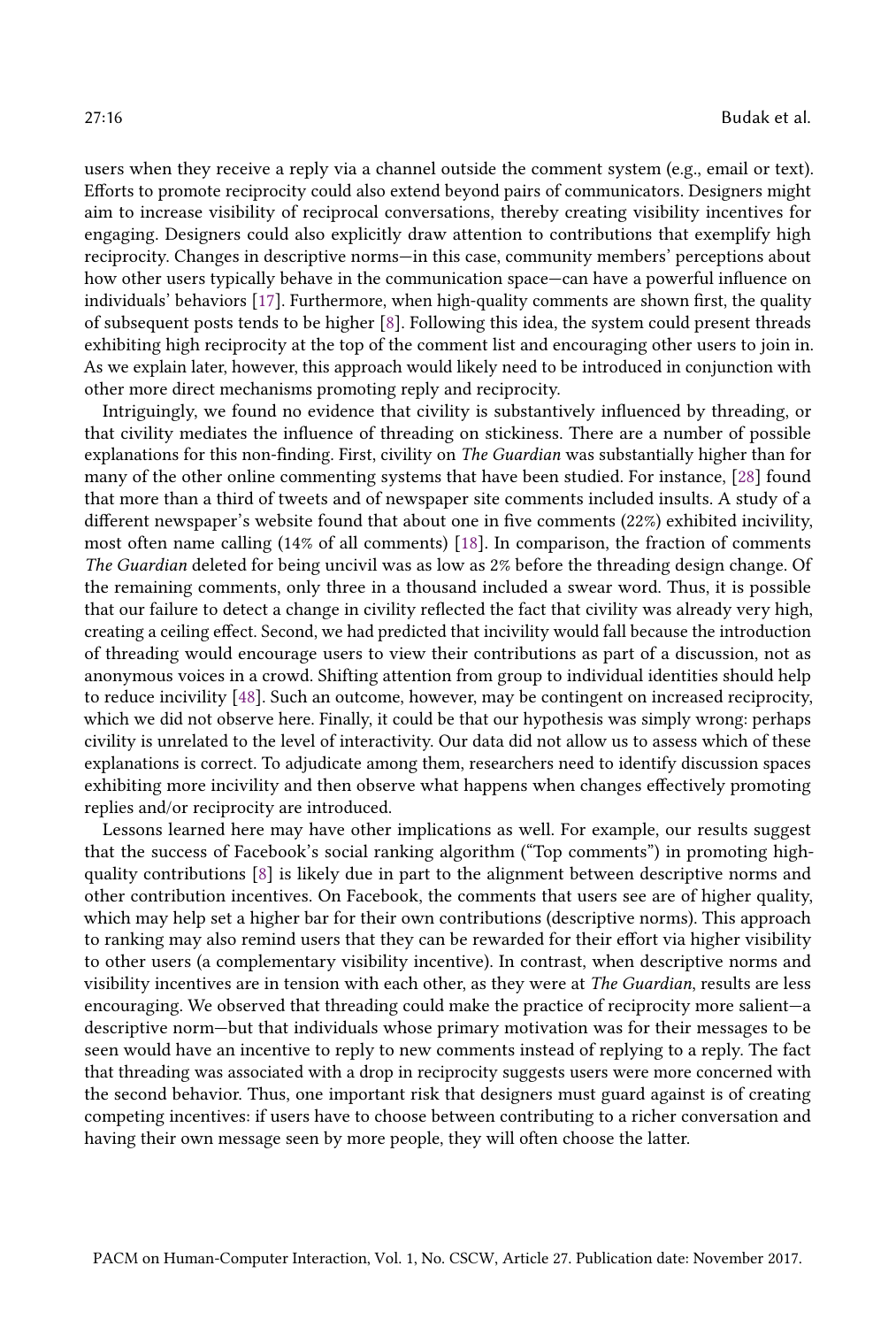users when they receive a reply via a channel outside the comment system (e.g., email or text). Efforts to promote reciprocity could also extend beyond pairs of communicators. Designers might aim to increase visibility of reciprocal conversations, thereby creating visibility incentives for engaging. Designers could also explicitly draw attention to contributions that exemplify high reciprocity. Changes in descriptive norms—in this case, community members' perceptions about how other users typically behave in the communication space—can have a powerful influence on individuals' behaviors [17]. Furthermore, when high-quality comments are shown first, the quality of subsequent posts tends to be higher [8]. Following this idea, the system could present threads exhibiting high reciprocity at the top of the comment list and encouraging other users to join in. As we explain later, however, this approach would likely need to be introduced in conjunction with other more direct mechanisms promoting reply and reciprocity.

Intriguingly, we found no evidence that civility is substantively influenced by threading, or that civility mediates the influence of threading on stickiness. There are a number of possible explanations for this non-finding. First, civility on *The Guardian* was substantially higher than for many of the other online commenting systems that have been studied. For instance, [28] found that more than a third of tweets and of newspaper site comments included insults. A study of a different newspaper's website found that about one in five comments (22%) exhibited incivility, most often name calling (14% of all comments) [18]. In comparison, the fraction of comments *The Guardian* deleted for being uncivil was as low as 2% before the threading design change. Of the remaining comments, only three in a thousand included a swear word. Thus, it is possible that our failure to detect a change in civility reflected the fact that civility was already very high, creating a ceiling effect. Second, we had predicted that incivility would fall because the introduction of threading would encourage users to view their contributions as part of a discussion, not as anonymous voices in a crowd. Shifting attention from group to individual identities should help to reduce incivility [48]. Such an outcome, however, may be contingent on increased reciprocity, which we did not observe here. Finally, it could be that our hypothesis was simply wrong: perhaps civility is unrelated to the level of interactivity. Our data did not allow us to assess which of these explanations is correct. To adjudicate among them, researchers need to identify discussion spaces exhibiting more incivility and then observe what happens when changes effectively promoting replies and/or reciprocity are introduced.

Lessons learned here may have other implications as well. For example, our results suggest that the success of Facebook's social ranking algorithm ("Top comments") in promoting high-quality contributions [8] is likely due in part to the alignment between descriptive norms and other contribution incentives. On Facebook, the comments that users see are of higher quality, which may help set a higher bar for their own contributions (descriptive norms). This approach to ranking may also remind users that they can be rewarded for their effort via higher visibility to other users (a complementary visibility incentive). In contrast, when descriptive norms and visibility incentives are in tension with each other, as they were at *The Guardian*, results are less encouraging. We observed that threading could make the practice of reciprocity more salient—a descriptive norm—but that individuals whose primary motivation was for their messages to be seen would have an incentive to reply to new comments instead of replying to a reply. The fact that threading was associated with a drop in reciprocity suggests users were more concerned with the second behavior. Thus, one important risk that designers must guard against is of creating competing incentives: if users have to choose between contributing to a richer conversation and having their own message seen by more people, they will often choose the latter.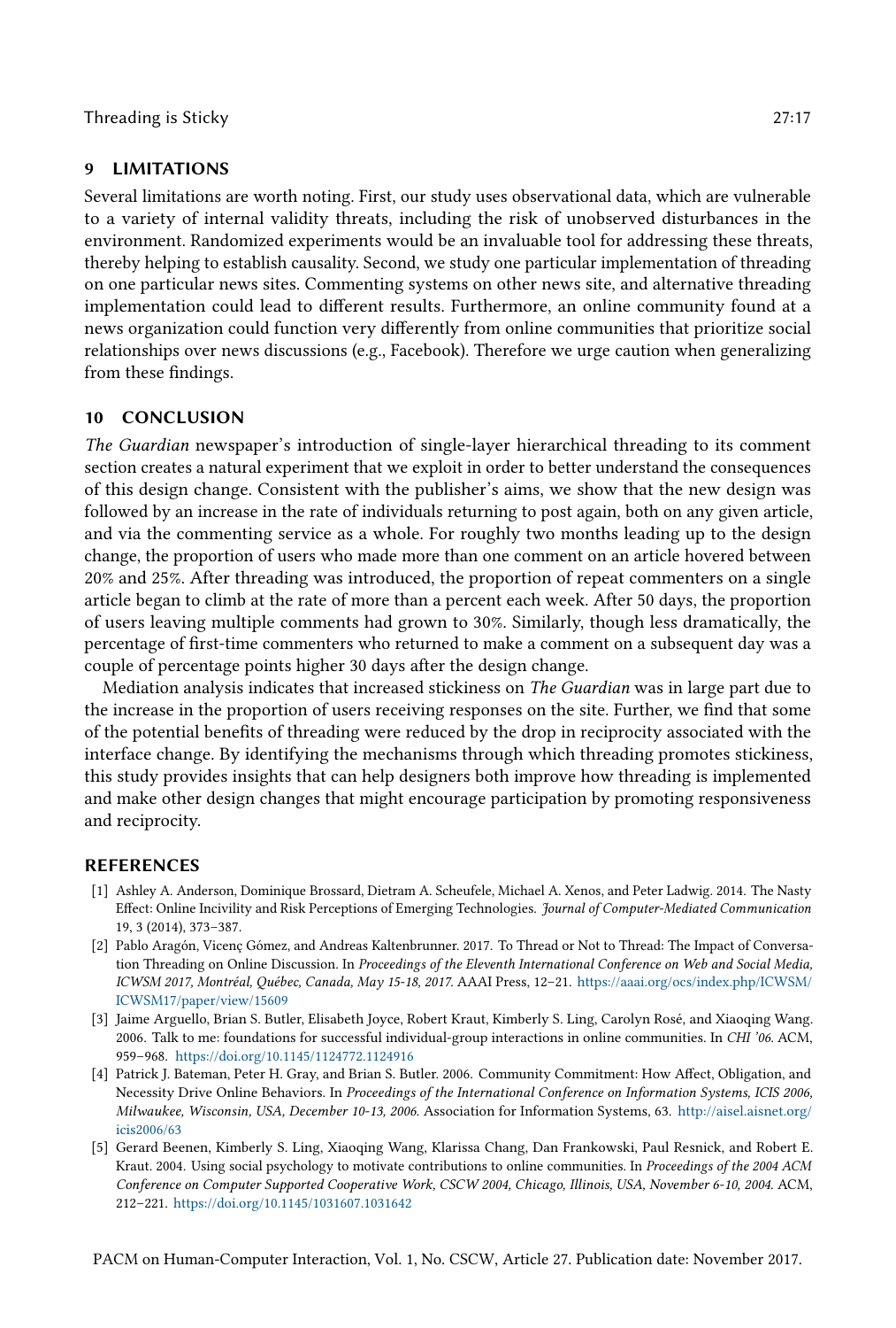## 9 LIMITATIONS

Several limitations are worth noting. First, our study uses observational data, which are vulnerable to a variety of internal validity threats, including the risk of unobserved disturbances in the environment. Randomized experiments would be an invaluable tool for addressing these threats, thereby helping to establish causality. Second, we study one particular implementation of threading on one particular news sites. Commenting systems on other news site, and alternative threading implementation could lead to different results. Furthermore, an online community found at a news organization could function very differently from online communities that prioritize social relationships over news discussions (e.g., Facebook). Therefore we urge caution when generalizing from these findings.

## 10 CONCLUSION

*The Guardian* newspaper's introduction of single-layer hierarchical threading to its comment section creates a natural experiment that we exploit in order to better understand the consequences of this design change. Consistent with the publisher's aims, we show that the new design was followed by an increase in the rate of individuals returning to post again, both on any given article, and via the commenting service as a whole. For roughly two months leading up to the design change, the proportion of users who made more than one comment on an article hovered between 20% and 25%. After threading was introduced, the proportion of repeat commenters on a single article began to climb at the rate of more than a percent each week. After 50 days, the proportion of users leaving multiple comments had grown to 30%. Similarly, though less dramatically, the percentage of first-time commenters who returned to make a comment on a subsequent day was a couple of percentage points higher 30 days after the design change.

Mediation analysis indicates that increased stickiness on *The Guardian* was in large part due to the increase in the proportion of users receiving responses on the site. Further, we find that some of the potential benefits of threading were reduced by the drop in reciprocity associated with the interface change. By identifying the mechanisms through which threading promotes stickiness, this study provides insights that can help designers both improve how threading is implemented and make other design changes that might encourage participation by promoting responsiveness and reciprocity.

## REFERENCES

[1] Ashley A. Anderson, Dominique Brossard, Dietram A. Scheufele, Michael A. Xenos, and Peter Ladwig. 2014. The Nasty Effect: Online Incivility and Risk Perceptions of Emerging Technologies. *Journal of Computer-Mediated Communication* 19, 3 (2014), 373–387.

[2] Pablo Aragón, Vicenç Gómez, and Andreas Kaltenbrunner. 2017. To Thread or Not to Thread: The Impact of Conversation Threading on Online Discussion. In *Proceedings of the Eleventh International Conference on Web and Social Media, ICWSM 2017, Montréal, Québec, Canada, May 15-18, 2017.* AAAI Press, 12–21. https://aaai.org/ocs/index.php/ICWSM/ICWSM17/paper/view/15609

[3] Jaime Arguello, Brian S. Butler, Elisabeth Joyce, Robert Kraut, Kimberly S. Ling, Carolyn Rosé, and Xiaoqing Wang. 2006. Talk to me: foundations for successful individual-group interactions in online communities. In *CHI '06*. ACM, 959–968. https://doi.org/10.1145/1124772.1124916

[4] Patrick J. Bateman, Peter H. Gray, and Brian S. Butler. 2006. Community Commitment: How Affect, Obligation, and Necessity Drive Online Behaviors. In *Proceedings of the International Conference on Information Systems, ICIS 2006, Milwaukee, Wisconsin, USA, December 10-13, 2006.* Association for Information Systems, 63. http://aisel.aisnet.org/icis2006/63

[5] Gerard Beenen, Kimberly S. Ling, Xiaoqing Wang, Klarissa Chang, Dan Frankowski, Paul Resnick, and Robert E. Kraut. 2004. Using social psychology to motivate contributions to online communities. In *Proceedings of the 2004 ACM Conference on Computer Supported Cooperative Work, CSCW 2004, Chicago, Illinois, USA, November 6-10, 2004.* ACM, 212–221. https://doi.org/10.1145/1031607.1031642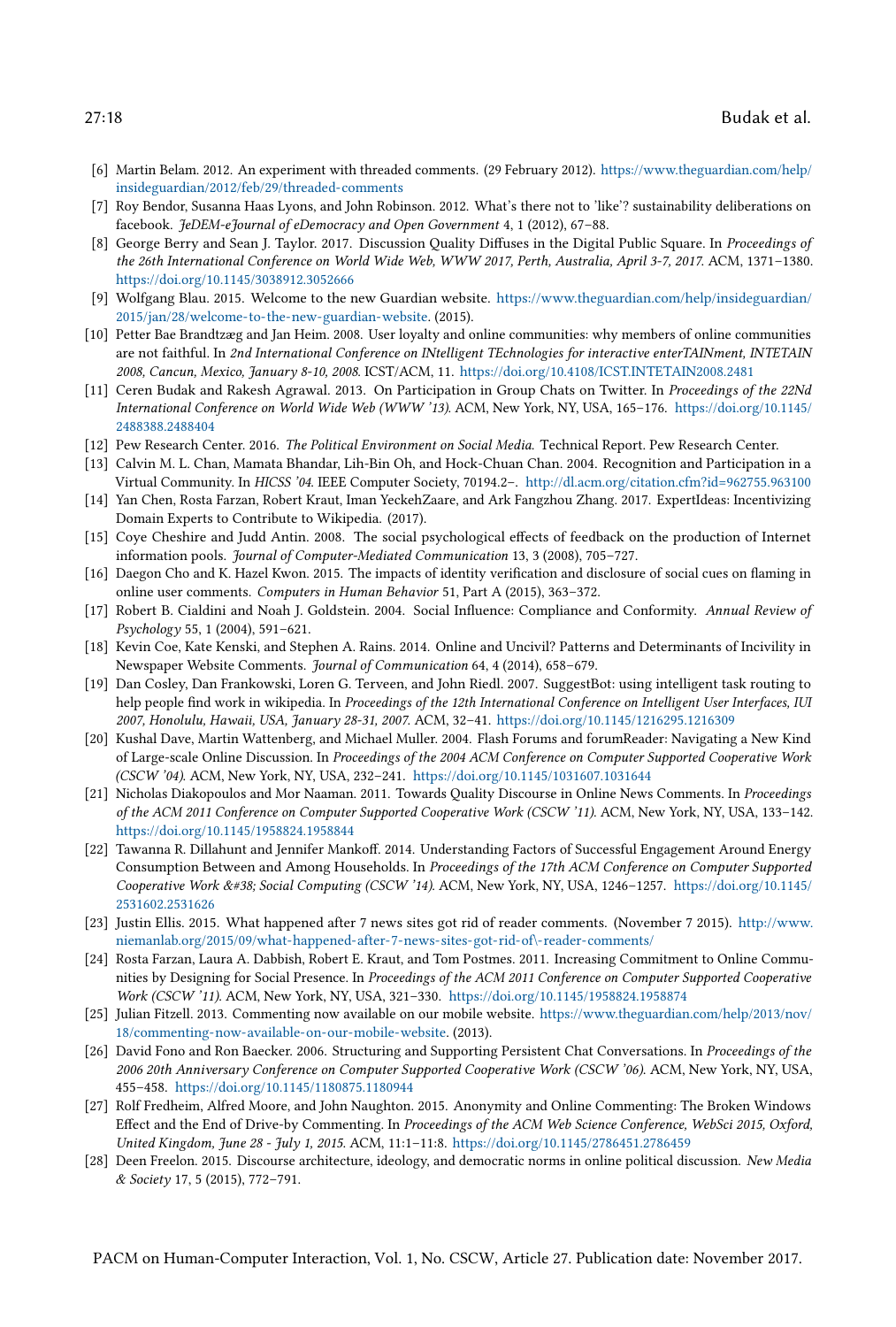[6] Martin Belam. 2012. An experiment with threaded comments. (29 February 2012). https://www.theguardian.com/help/insideguardian/2012/feb/29/threaded-comments

[7] Roy Bendor, Susanna Haas Lyons, and John Robinson. 2012. What's there not to 'like'? sustainability deliberations on facebook. *JeDEM-eJournal of eDemocracy and Open Government* 4, 1 (2012), 67–88.

[8] George Berry and Sean J. Taylor. 2017. Discussion Quality Diffuses in the Digital Public Square. In *Proceedings of the 26th International Conference on World Wide Web, WWW 2017, Perth, Australia, April 3-7, 2017*. ACM, 1371–1380. https://doi.org/10.1145/3038912.3052666

[9] Wolfgang Blau. 2015. Welcome to the new Guardian website. https://www.theguardian.com/help/insideguardian/2015/jan/28/welcome-to-the-new-guardian-website. (2015).

[10] Petter Bae Brandtzæg and Jan Heim. 2008. User loyalty and online communities: why members of online communities are not faithful. In *2nd International Conference on INtelligent TEchnologies for interactive enterTAINment, INTETAIN 2008, Cancun, Mexico, January 8-10, 2008*. ICST/ACM, 11. https://doi.org/10.4108/ICST.INTETAIN2008.2481

[11] Ceren Budak and Rakesh Agrawal. 2013. On Participation in Group Chats on Twitter. In *Proceedings of the 22Nd International Conference on World Wide Web (WWW '13)*. ACM, New York, NY, USA, 165–176. https://doi.org/10.1145/2488388.2488404

[12] Pew Research Center. 2016. *The Political Environment on Social Media.* Technical Report. Pew Research Center.

[13] Calvin M. L. Chan, Mamata Bhandar, Lih-Bin Oh, and Hock-Chuan Chan. 2004. Recognition and Participation in a Virtual Community. In *HICSS '04*. IEEE Computer Society, 70194.2–. http://dl.acm.org/citation.cfm?id=962755.963100

[14] Yan Chen, Rosta Farzan, Robert Kraut, Iman YeckehZaare, and Ark Fangzhou Zhang. 2017. ExpertIdeas: Incentivizing Domain Experts to Contribute to Wikipedia. (2017).

[15] Coye Cheshire and Judd Antin. 2008. The social psychological effects of feedback on the production of Internet information pools. *Journal of Computer-Mediated Communication* 13, 3 (2008), 705–727.

[16] Daegon Cho and K. Hazel Kwon. 2015. The impacts of identity verification and disclosure of social cues on flaming in online user comments. *Computers in Human Behavior* 51, Part A (2015), 363–372.

[17] Robert B. Cialdini and Noah J. Goldstein. 2004. Social Influence: Compliance and Conformity. *Annual Review of Psychology* 55, 1 (2004), 591–621.

[18] Kevin Coe, Kate Kenski, and Stephen A. Rains. 2014. Online and Uncivil? Patterns and Determinants of Incivility in Newspaper Website Comments. *Journal of Communication* 64, 4 (2014), 658–679.

[19] Dan Cosley, Dan Frankowski, Loren G. Terveen, and John Riedl. 2007. SuggestBot: using intelligent task routing to help people find work in wikipedia. In *Proceedings of the 12th International Conference on Intelligent User Interfaces, IUI 2007, Honolulu, Hawaii, USA, January 28-31, 2007*. ACM, 32–41. https://doi.org/10.1145/1216295.1216309

[20] Kushal Dave, Martin Wattenberg, and Michael Muller. 2004. Flash Forums and forumReader: Navigating a New Kind of Large-scale Online Discussion. In *Proceedings of the 2004 ACM Conference on Computer Supported Cooperative Work (CSCW '04)*. ACM, New York, NY, USA, 232–241. https://doi.org/10.1145/1031607.1031644

[21] Nicholas Diakopoulos and Mor Naaman. 2011. Towards Quality Discourse in Online News Comments. In *Proceedings of the ACM 2011 Conference on Computer Supported Cooperative Work (CSCW '11)*. ACM, New York, NY, USA, 133–142. https://doi.org/10.1145/1958824.1958844

[22] Tawanna R. Dillahunt and Jennifer Mankoff. 2014. Understanding Factors of Successful Engagement Around Energy Consumption Between and Among Households. In *Proceedings of the 17th ACM Conference on Computer Supported Cooperative Work &#38; Social Computing (CSCW '14)*. ACM, New York, NY, USA, 1246–1257. https://doi.org/10.1145/2531602.2531626

[23] Justin Ellis. 2015. What happened after 7 news sites got rid of reader comments. (November 7 2015). http://www.niemanlab.org/2015/09/what-happened-after-7-news-sites-got-rid-of\-reader-comments/

[24] Rosta Farzan, Laura A. Dabbish, Robert E. Kraut, and Tom Postmes. 2011. Increasing Commitment to Online Communities by Designing for Social Presence. In *Proceedings of the ACM 2011 Conference on Computer Supported Cooperative Work (CSCW '11)*. ACM, New York, NY, USA, 321–330. https://doi.org/10.1145/1958824.1958874

[25] Julian Fitzell. 2013. Commenting now available on our mobile website. https://www.theguardian.com/help/2013/nov/18/commenting-now-available-on-our-mobile-website. (2013).

[26] David Fono and Ron Baecker. 2006. Structuring and Supporting Persistent Chat Conversations. In *Proceedings of the 2006 20th Anniversary Conference on Computer Supported Cooperative Work (CSCW '06)*. ACM, New York, NY, USA, 455–458. https://doi.org/10.1145/1180875.1180944

[27] Rolf Fredheim, Alfred Moore, and John Naughton. 2015. Anonymity and Online Commenting: The Broken Windows Effect and the End of Drive-by Commenting. In *Proceedings of the ACM Web Science Conference, WebSci 2015, Oxford, United Kingdom, June 28 - July 1, 2015*. ACM, 11:1–11:8. https://doi.org/10.1145/2786451.2786459

[28] Deen Freelon. 2015. Discourse architecture, ideology, and democratic norms in online political discussion. *New Media & Society* 17, 5 (2015), 772–791.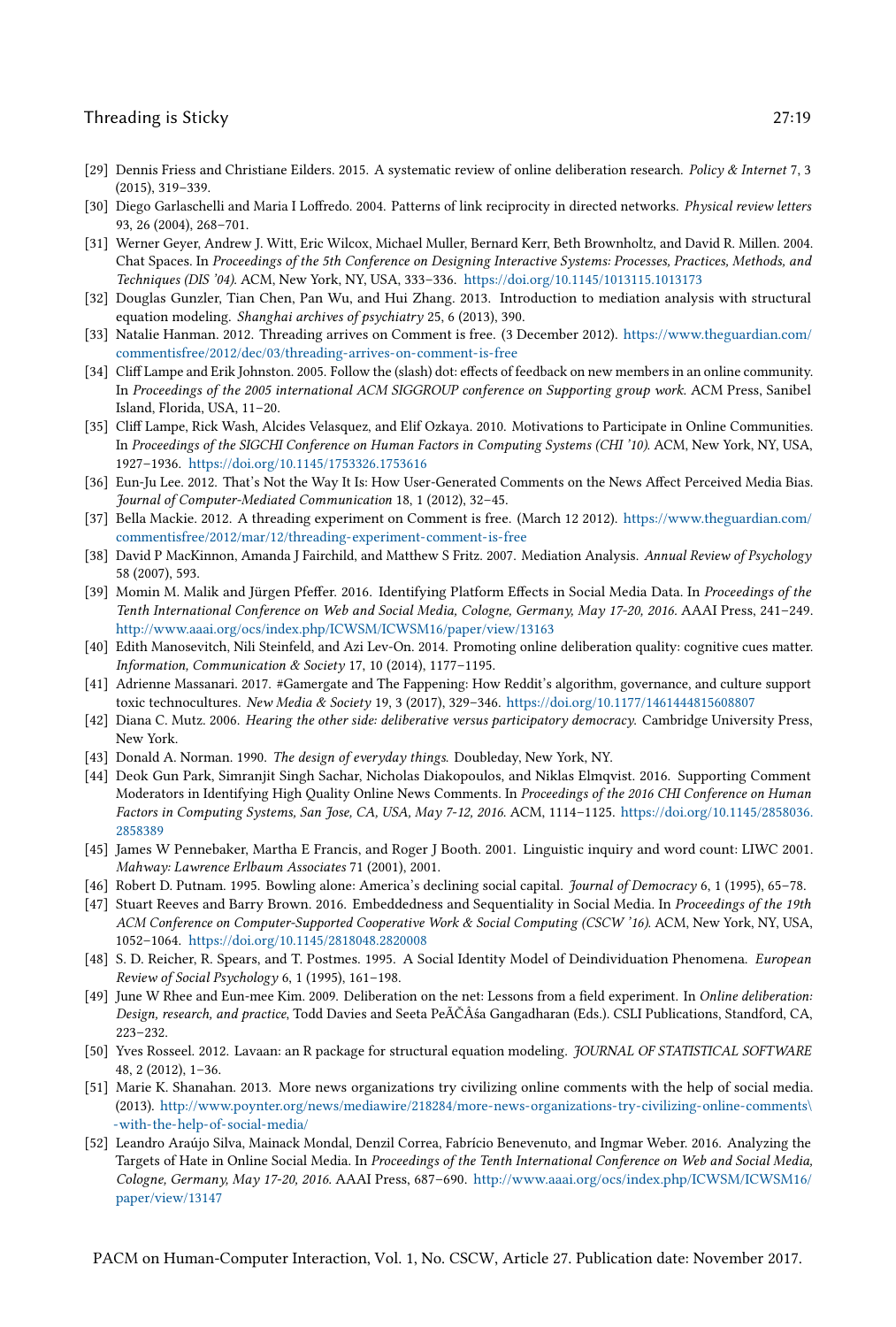- [29] Dennis Friess and Christiane Eilders. 2015. A systematic review of online deliberation research. *Policy & Internet* 7, 3 (2015), 319–339.
- [30] Diego Garlaschelli and Maria I Loffredo. 2004. Patterns of link reciprocity in directed networks. *Physical review letters* 93, 26 (2004), 268–701.
- [31] Werner Geyer, Andrew J. Witt, Eric Wilcox, Michael Muller, Bernard Kerr, Beth Brownholtz, and David R. Millen. 2004. Chat Spaces. In *Proceedings of the 5th Conference on Designing Interactive Systems: Processes, Practices, Methods, and Techniques (DIS '04)*. ACM, New York, NY, USA, 333–336. https://doi.org/10.1145/1013115.1013173
- [32] Douglas Gunzler, Tian Chen, Pan Wu, and Hui Zhang. 2013. Introduction to mediation analysis with structural equation modeling. *Shanghai archives of psychiatry* 25, 6 (2013), 390.
- [33] Natalie Hanman. 2012. Threading arrives on Comment is free. (3 December 2012). https://www.theguardian.com/commentisfree/2012/dec/03/threading-arrives-on-comment-is-free
- [34] Cliff Lampe and Erik Johnston. 2005. Follow the (slash) dot: effects of feedback on new members in an online community. In *Proceedings of the 2005 international ACM SIGGROUP conference on Supporting group work*. ACM Press, Sanibel Island, Florida, USA, 11–20.
- [35] Cliff Lampe, Rick Wash, Alcides Velasquez, and Elif Ozkaya. 2010. Motivations to Participate in Online Communities. In *Proceedings of the SIGCHI Conference on Human Factors in Computing Systems (CHI '10)*. ACM, New York, NY, USA, 1927–1936. https://doi.org/10.1145/1753326.1753616
- [36] Eun-Ju Lee. 2012. That's Not the Way It Is: How User-Generated Comments on the News Affect Perceived Media Bias. *Journal of Computer-Mediated Communication* 18, 1 (2012), 32–45.
- [37] Bella Mackie. 2012. A threading experiment on Comment is free. (March 12 2012). https://www.theguardian.com/commentisfree/2012/mar/12/threading-experiment-comment-is-free
- [38] David P MacKinnon, Amanda J Fairchild, and Matthew S Fritz. 2007. Mediation Analysis. *Annual Review of Psychology* 58 (2007), 593.
- [39] Momin M. Malik and Jürgen Pfeffer. 2016. Identifying Platform Effects in Social Media Data. In *Proceedings of the Tenth International Conference on Web and Social Media, Cologne, Germany, May 17-20, 2016.* AAAI Press, 241–249. http://www.aaai.org/ocs/index.php/ICWSM/ICWSM16/paper/view/13163
- [40] Edith Manosevitch, Nili Steinfeld, and Azi Lev-On. 2014. Promoting online deliberation quality: cognitive cues matter. *Information, Communication & Society* 17, 10 (2014), 1177–1195.
- [41] Adrienne Massanari. 2017. #Gamergate and The Fappening: How Reddit's algorithm, governance, and culture support toxic technocultures. *New Media & Society* 19, 3 (2017), 329–346. https://doi.org/10.1177/1461444815608807
- [42] Diana C. Mutz. 2006. *Hearing the other side: deliberative versus participatory democracy.* Cambridge University Press, New York.
- [43] Donald A. Norman. 1990. *The design of everyday things.* Doubleday, New York, NY.
- [44] Deok Gun Park, Simranjit Singh Sachar, Nicholas Diakopoulos, and Niklas Elmqvist. 2016. Supporting Comment Moderators in Identifying High Quality Online News Comments. In *Proceedings of the 2016 CHI Conference on Human Factors in Computing Systems, San Jose, CA, USA, May 7-12, 2016.* ACM, 1114–1125. https://doi.org/10.1145/2858036.2858389
- [45] James W Pennebaker, Martha E Francis, and Roger J Booth. 2001. Linguistic inquiry and word count: LIWC 2001. *Mahway: Lawrence Erlbaum Associates* 71 (2001), 2001.
- [46] Robert D. Putnam. 1995. Bowling alone: America's declining social capital. *Journal of Democracy* 6, 1 (1995), 65–78.
- [47] Stuart Reeves and Barry Brown. 2016. Embeddedness and Sequentiality in Social Media. In *Proceedings of the 19th ACM Conference on Computer-Supported Cooperative Work & Social Computing (CSCW '16)*. ACM, New York, NY, USA, 1052–1064. https://doi.org/10.1145/2818048.2820008
- [48] S. D. Reicher, R. Spears, and T. Postmes. 1995. A Social Identity Model of Deindividuation Phenomena. *European Review of Social Psychology* 6, 1 (1995), 161–198.
- [49] June W Rhee and Eun-mee Kim. 2009. Deliberation on the net: Lessons from a field experiment. In *Online deliberation: Design, research, and practice*, Todd Davies and Seeta PeÃČÂśa Gangadharan (Eds.). CSLI Publications, Standford, CA, 223–232.
- [50] Yves Rosseel. 2012. Lavaan: an R package for structural equation modeling. *JOURNAL OF STATISTICAL SOFTWARE* 48, 2 (2012), 1–36.
- [51] Marie K. Shanahan. 2013. More news organizations try civilizing online comments with the help of social media. (2013). http://www.poynter.org/news/mediawire/218284/more-news-organizations-try-civilizing-online-comments\-with-the-help-of-social-media/
- [52] Leandro Araújo Silva, Mainack Mondal, Denzil Correa, Fabrício Benevenuto, and Ingmar Weber. 2016. Analyzing the Targets of Hate in Online Social Media. In *Proceedings of the Tenth International Conference on Web and Social Media, Cologne, Germany, May 17-20, 2016.* AAAI Press, 687–690. http://www.aaai.org/ocs/index.php/ICWSM/ICWSM16/paper/view/13147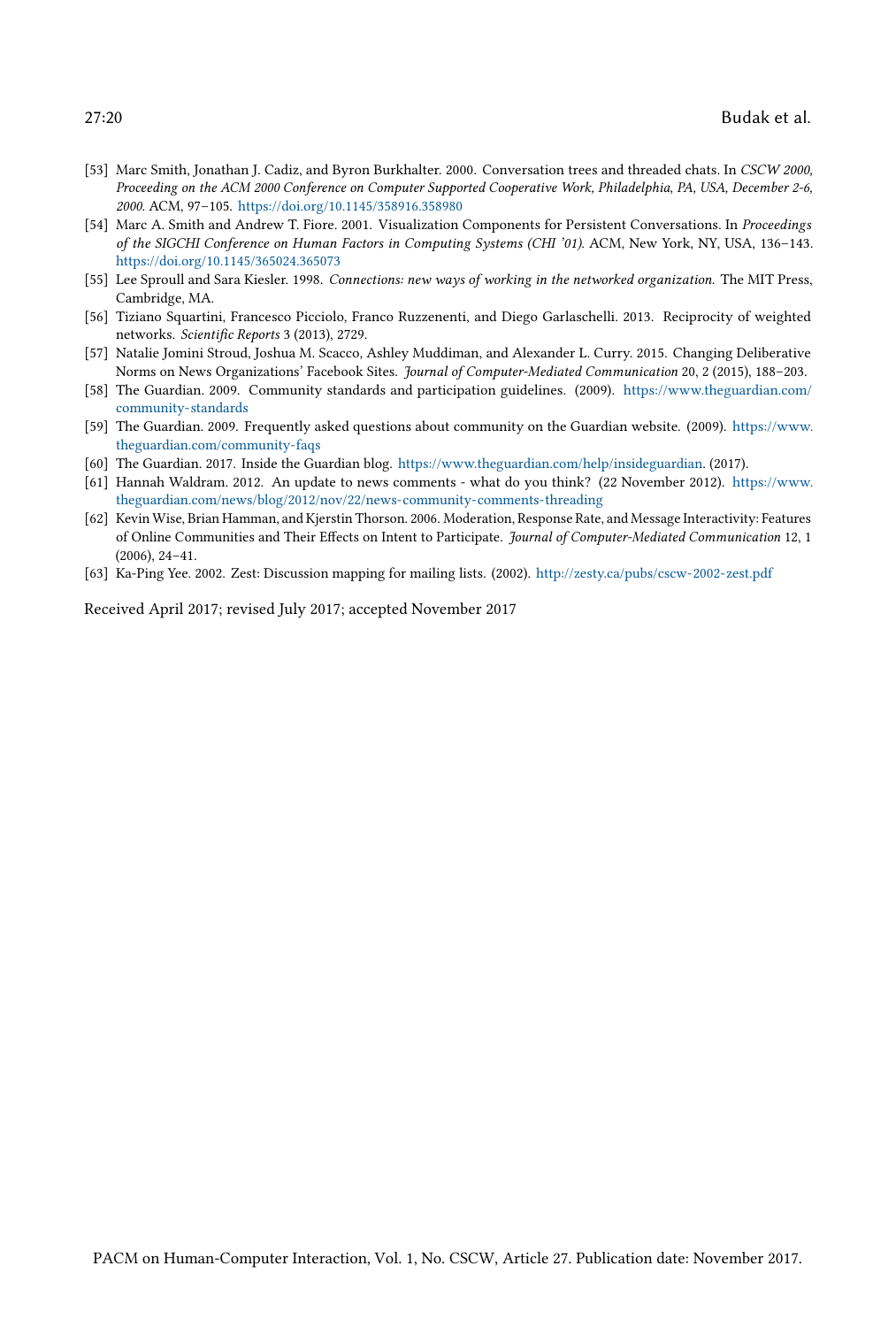[53] Marc Smith, Jonathan J. Cadiz, and Byron Burkhalter. 2000. Conversation trees and threaded chats. In *CSCW 2000, Proceeding on the ACM 2000 Conference on Computer Supported Cooperative Work, Philadelphia, PA, USA, December 2-6, 2000*. ACM, 97–105. https://doi.org/10.1145/358916.358980

[54] Marc A. Smith and Andrew T. Fiore. 2001. Visualization Components for Persistent Conversations. In *Proceedings of the SIGCHI Conference on Human Factors in Computing Systems (CHI '01)*. ACM, New York, NY, USA, 136–143. https://doi.org/10.1145/365024.365073

[55] Lee Sproull and Sara Kiesler. 1998. *Connections: new ways of working in the networked organization*. The MIT Press, Cambridge, MA.

[56] Tiziano Squartini, Francesco Picciolo, Franco Ruzzenenti, and Diego Garlaschelli. 2013. Reciprocity of weighted networks. *Scientific Reports* 3 (2013), 2729.

[57] Natalie Jomini Stroud, Joshua M. Scacco, Ashley Muddiman, and Alexander L. Curry. 2015. Changing Deliberative Norms on News Organizations' Facebook Sites. *Journal of Computer-Mediated Communication* 20, 2 (2015), 188–203.

[58] The Guardian. 2009. Community standards and participation guidelines. (2009). https://www.theguardian.com/community-standards

[59] The Guardian. 2009. Frequently asked questions about community on the Guardian website. (2009). https://www.theguardian.com/community-faqs

[60] The Guardian. 2017. Inside the Guardian blog. https://www.theguardian.com/help/insideguardian. (2017).

[61] Hannah Waldram. 2012. An update to news comments - what do you think? (22 November 2012). https://www.theguardian.com/news/blog/2012/nov/22/news-community-comments-threading

[62] Kevin Wise, Brian Hamman, and Kjerstin Thorson. 2006. Moderation, Response Rate, and Message Interactivity: Features of Online Communities and Their Effects on Intent to Participate. *Journal of Computer-Mediated Communication* 12, 1 (2006), 24–41.

[63] Ka-Ping Yee. 2002. Zest: Discussion mapping for mailing lists. (2002). http://zesty.ca/pubs/cscw-2002-zest.pdf

Received April 2017; revised July 2017; accepted November 2017